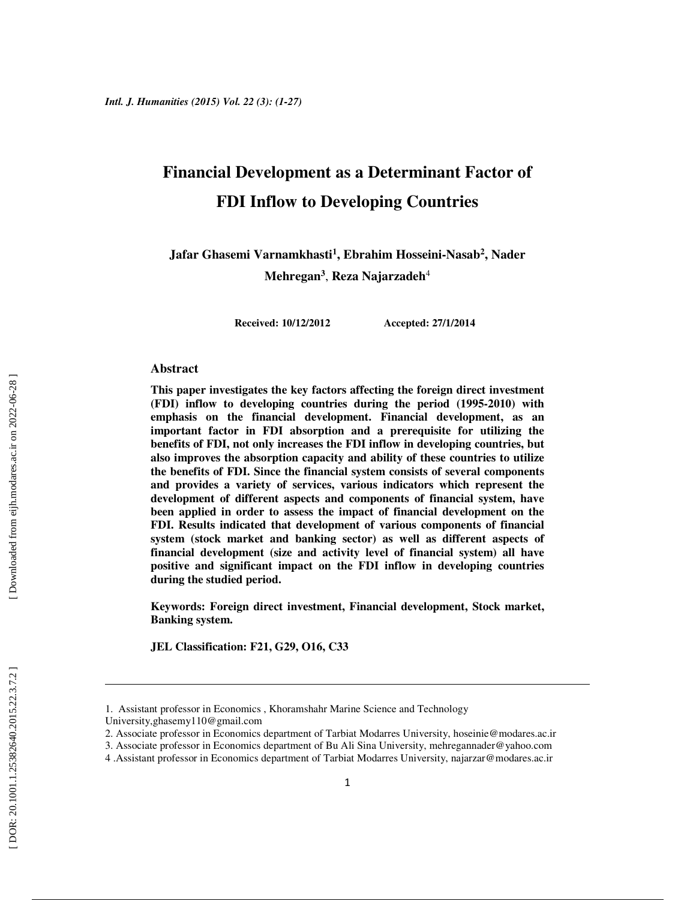# Financial Development as a Determinant Factor of FDI Inflow to Developing Countries

**Jafar Ghasemi Varnamkhasti[1], Ebrahim Hosseini-Nasab[2], Nader Mehregan[3], Reza Najarzadeh[4]**

**Received: 10/12/2012 Accepted: 27/1/2014**

## Abstract

**This paper investigates the key factors affecting the foreign direct investment (FDI) inflow to developing countries during the period (1995-2010) with emphasis on the financial development. Financial development, as an important factor in FDI absorption and a prerequisite for utilizing the benefits of FDI, not only increases the FDI inflow in developing countries, but also improves the absorption capacity and ability of these countries to utilize the benefits of FDI. Since the financial system consists of several components and provides a variety of services, various indicators which represent the development of different aspects and components of financial system, have been applied in order to assess the impact of financial development on the FDI. Results indicated that development of various components of financial system (stock market and banking sector) as well as different aspects of financial development (size and activity level of financial system) all have positive and significant impact on the FDI inflow in developing countries during the studied period.**

**Keywords: Foreign direct investment, Financial development, Stock market, Banking system.**

**JEL Classification: F21, G29, O16, C33**

---

1. Assistant professor in Economics , Khoramshahr Marine Science and Technology University,ghasemy110@gmail.com
2. Associate professor in Economics department of Tarbiat Modarres University, hoseinie@modares.ac.ir
3. Associate professor in Economics department of Bu Ali Sina University, mehregannader@yahoo.com
4. Assistant professor in Economics department of Tarbiat Modarres University, najarzar@modares.ac.ir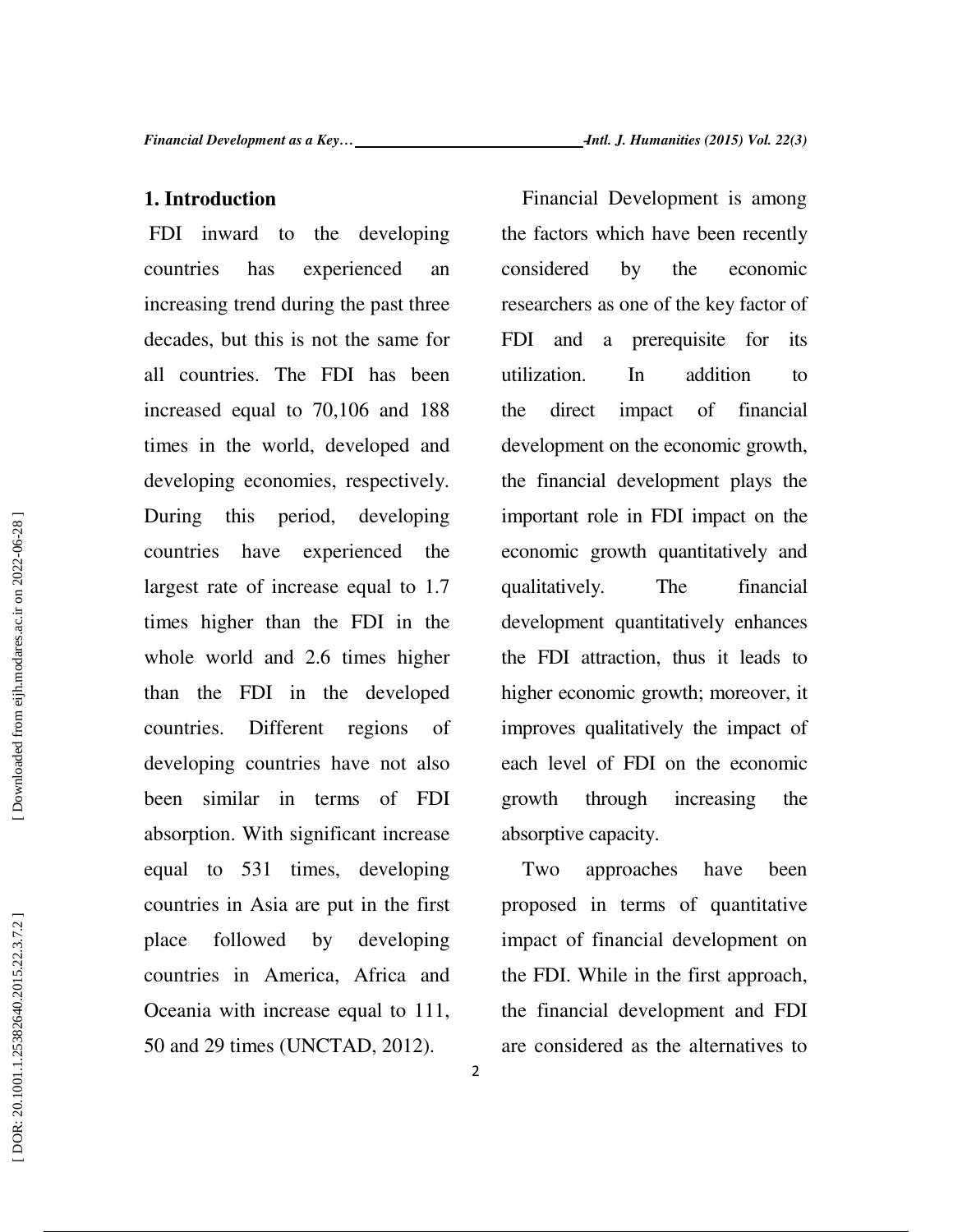## 1. Introduction

FDI inward to the developing countries has experienced an increasing trend during the past three decades, but this is not the same for all countries. The FDI has been increased equal to 70,106 and 188 times in the world, developed and developing economies, respectively. During this period, developing countries have experienced the largest rate of increase equal to 1.7 times higher than the FDI in the whole world and 2.6 times higher than the FDI in the developed countries. Different regions of developing countries have not also been similar in terms of FDI absorption. With significant increase equal to 531 times, developing countries in Asia are put in the first place followed by developing countries in America, Africa and Oceania with increase equal to 111, 50 and 29 times (UNCTAD, 2012).

Financial Development is among the factors which have been recently considered by the economic researchers as one of the key factor of FDI and a prerequisite for its utilization. In addition to the direct impact of financial development on the economic growth, the financial development plays the important role in FDI impact on the economic growth quantitatively and qualitatively. The financial development quantitatively enhances the FDI attraction, thus it leads to higher economic growth; moreover, it improves qualitatively the impact of each level of FDI on the economic growth through increasing the absorptive capacity.

Two approaches have been proposed in terms of quantitative impact of financial development on the FDI. While in the first approach, the financial development and FDI are considered as the alternatives to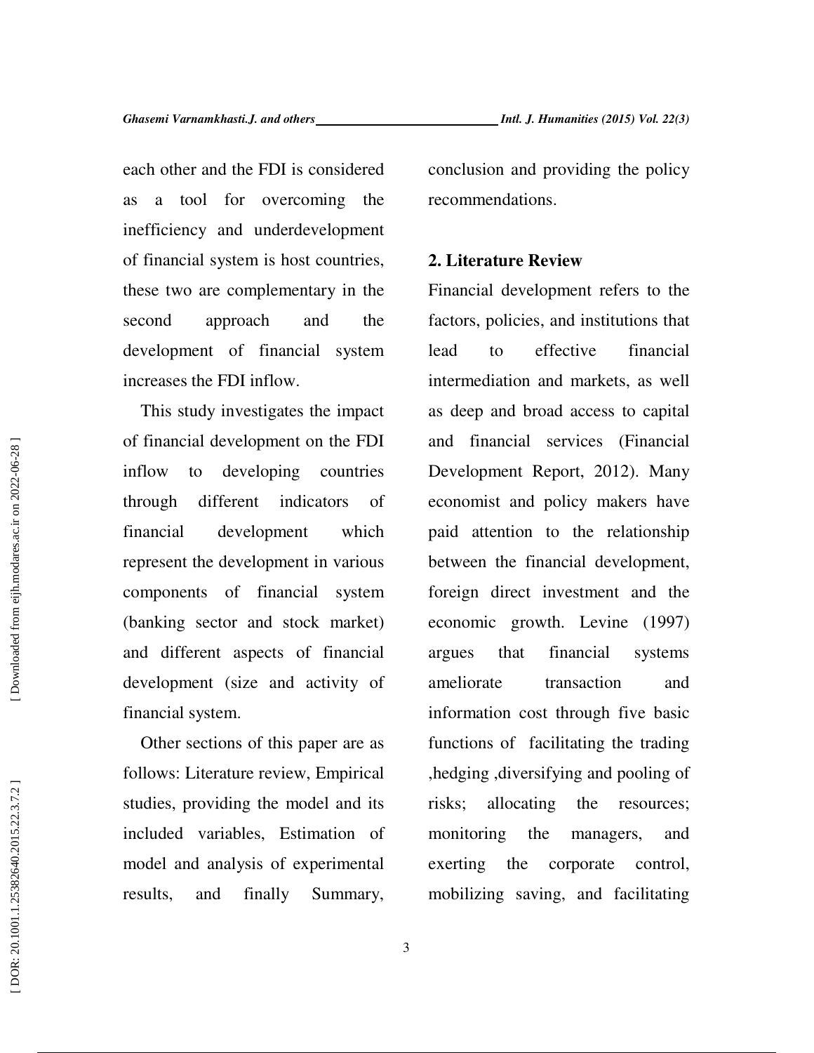each other and the FDI is considered as a tool for overcoming the inefficiency and underdevelopment of financial system is host countries, these two are complementary in the second approach and the development of financial system increases the FDI inflow.

This study investigates the impact of financial development on the FDI inflow to developing countries through different indicators of financial development which represent the development in various components of financial system (banking sector and stock market) and different aspects of financial development (size and activity of financial system.

Other sections of this paper are as follows: Literature review, Empirical studies, providing the model and its included variables, Estimation of model and analysis of experimental results, and finally Summary, conclusion and providing the policy recommendations.

## 2. Literature Review

Financial development refers to the factors, policies, and institutions that lead to effective financial intermediation and markets, as well as deep and broad access to capital and financial services (Financial Development Report, 2012). Many economist and policy makers have paid attention to the relationship between the financial development, foreign direct investment and the economic growth. Levine (1997) argues that financial systems ameliorate transaction and information cost through five basic functions of facilitating the trading ,hedging ,diversifying and pooling of risks; allocating the resources; monitoring the managers, and exerting the corporate control, mobilizing saving, and facilitating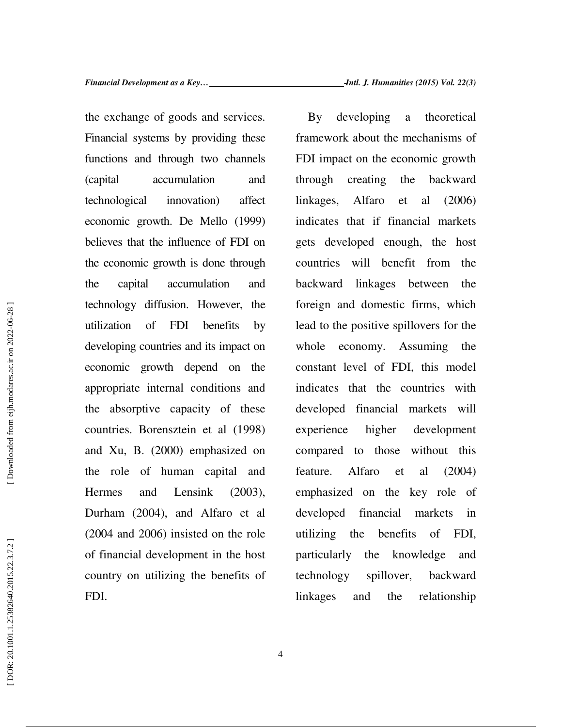the exchange of goods and services. Financial systems by providing these functions and through two channels (capital accumulation and technological innovation) affect economic growth. De Mello (1999) believes that the influence of FDI on the economic growth is done through the capital accumulation and technology diffusion. However, the utilization of FDI benefits by developing countries and its impact on economic growth depend on the appropriate internal conditions and the absorptive capacity of these countries. Borensztein et al (1998) and Xu, B. (2000) emphasized on the role of human capital and Hermes and Lensink (2003), Durham (2004), and Alfaro et al (2004 and 2006) insisted on the role of financial development in the host country on utilizing the benefits of FDI.

By developing a theoretical framework about the mechanisms of FDI impact on the economic growth through creating the backward linkages, Alfaro et al (2006) indicates that if financial markets gets developed enough, the host countries will benefit from the backward linkages between the foreign and domestic firms, which lead to the positive spillovers for the whole economy. Assuming the constant level of FDI, this model indicates that the countries with developed financial markets will experience higher development compared to those without this feature. Alfaro et al (2004) emphasized on the key role of developed financial markets in utilizing the benefits of FDI, particularly the knowledge and technology spillover, backward linkages and the relationship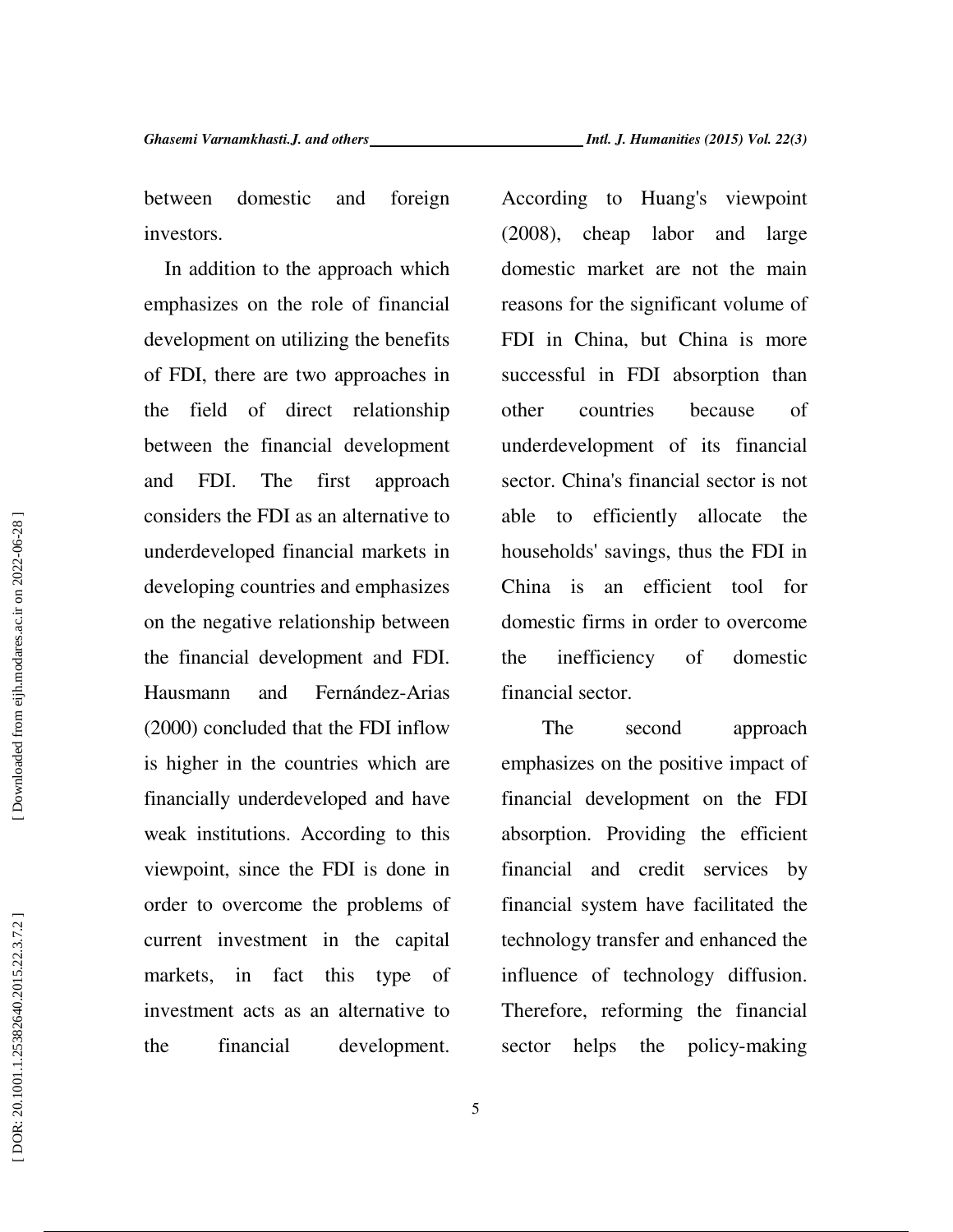between domestic and foreign investors.

In addition to the approach which emphasizes on the role of financial development on utilizing the benefits of FDI, there are two approaches in the field of direct relationship between the financial development and FDI. The first approach considers the FDI as an alternative to underdeveloped financial markets in developing countries and emphasizes on the negative relationship between the financial development and FDI. Hausmann and Fernández-Arias (2000) concluded that the FDI inflow is higher in the countries which are financially underdeveloped and have weak institutions. According to this viewpoint, since the FDI is done in order to overcome the problems of current investment in the capital markets, in fact this type of investment acts as an alternative to the financial development. According to Huang's viewpoint (2008), cheap labor and large domestic market are not the main reasons for the significant volume of FDI in China, but China is more successful in FDI absorption than other countries because of underdevelopment of its financial sector. China's financial sector is not able to efficiently allocate the households' savings, thus the FDI in China is an efficient tool for domestic firms in order to overcome the inefficiency of domestic financial sector.

The second approach emphasizes on the positive impact of financial development on the FDI absorption. Providing the efficient financial and credit services by financial system have facilitated the technology transfer and enhanced the influence of technology diffusion. Therefore, reforming the financial sector helps the policy-making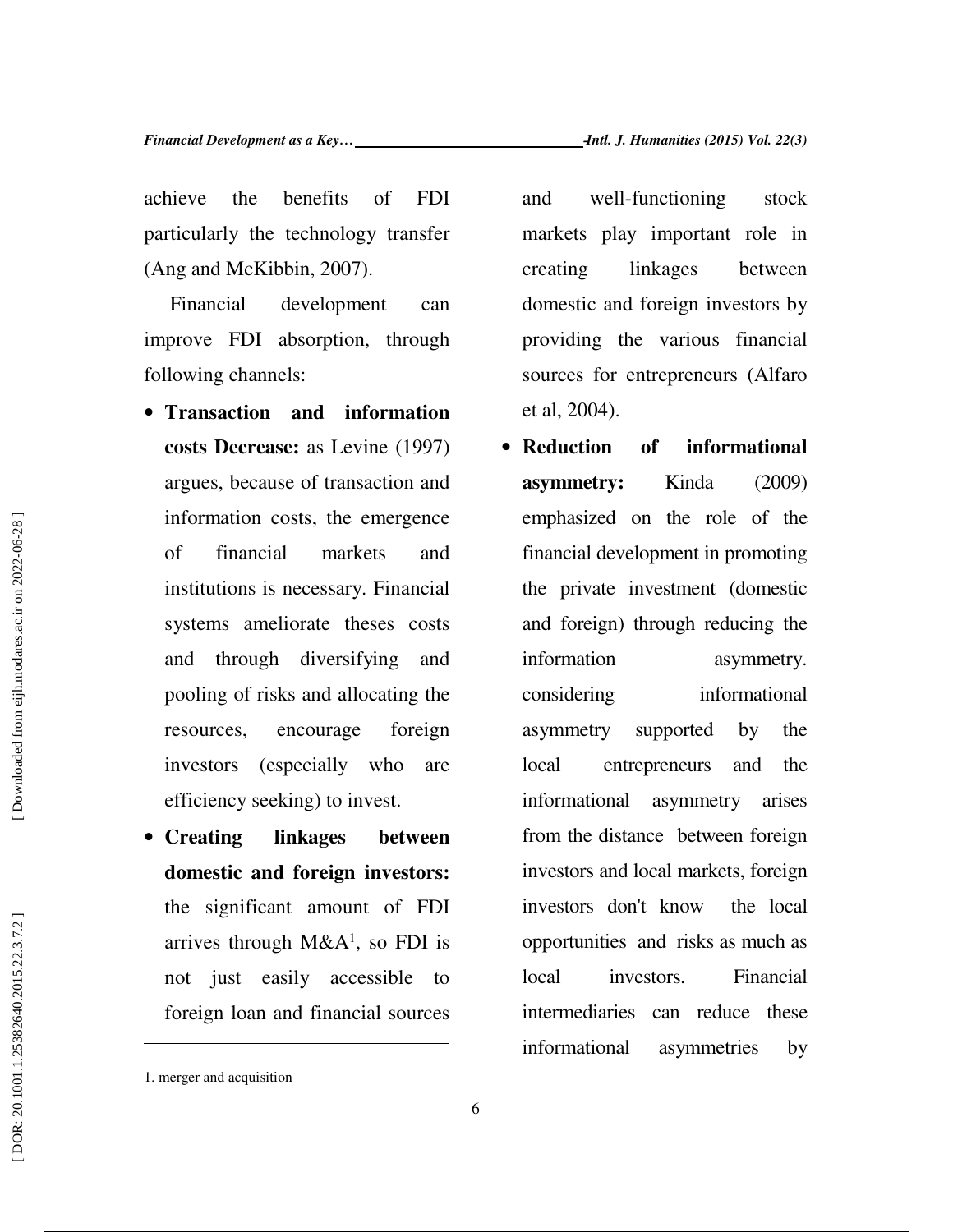achieve the benefits of FDI particularly the technology transfer (Ang and McKibbin, 2007).

Financial development can improve FDI absorption, through following channels:

- **Transaction and information costs Decrease:** as Levine (1997) argues, because of transaction and information costs, the emergence of financial markets and institutions is necessary. Financial systems ameliorate theses costs and through diversifying and pooling of risks and allocating the resources, encourage foreign investors (especially who are efficiency seeking) to invest.
- **Creating linkages between domestic and foreign investors:** the significant amount of FDI arrives through M&A[1], so FDI is not just easily accessible to foreign loan and financial sources and well-functioning stock markets play important role in creating linkages between domestic and foreign investors by providing the various financial sources for entrepreneurs (Alfaro et al, 2004).
- **Reduction of informational asymmetry:** Kinda (2009) emphasized on the role of the financial development in promoting the private investment (domestic and foreign) through reducing the information asymmetry. considering informational asymmetry supported by the local entrepreneurs and the informational asymmetry arises from the distance between foreign investors and local markets, foreign investors don't know the local opportunities and risks as much as local investors. Financial intermediaries can reduce these informational asymmetries by

1. merger and acquisition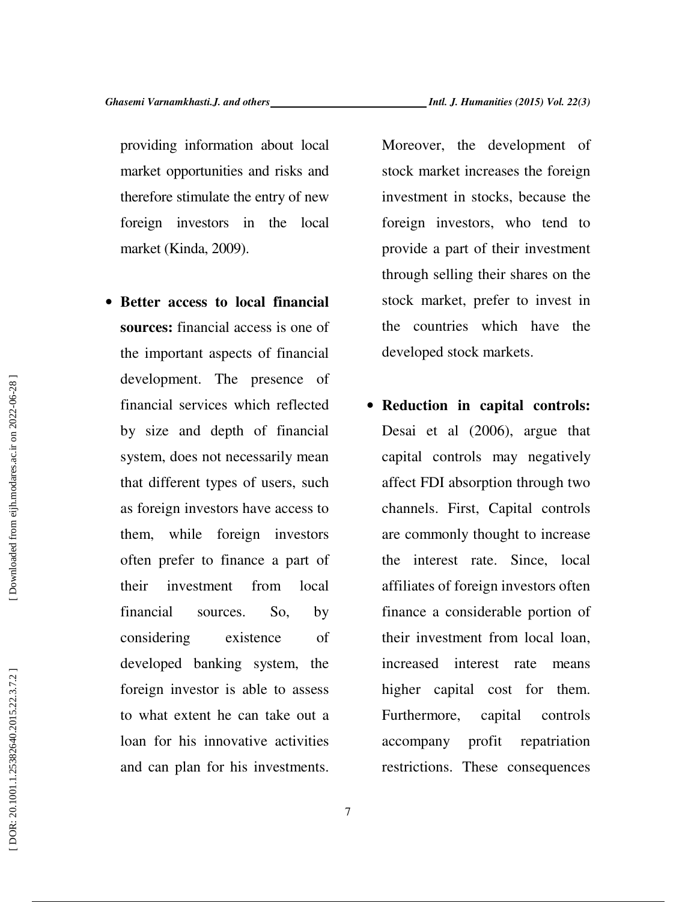providing information about local market opportunities and risks and therefore stimulate the entry of new foreign investors in the local market (Kinda, 2009).

- **Better access to local financial sources:** financial access is one of the important aspects of financial development. The presence of financial services which reflected by size and depth of financial system, does not necessarily mean that different types of users, such as foreign investors have access to them, while foreign investors often prefer to finance a part of their investment from local financial sources. So, by considering existence of developed banking system, the foreign investor is able to assess to what extent he can take out a loan for his innovative activities and can plan for his investments. Moreover, the development of stock market increases the foreign investment in stocks, because the foreign investors, who tend to provide a part of their investment through selling their shares on the stock market, prefer to invest in the countries which have the developed stock markets.

- **Reduction in capital controls:** Desai et al (2006), argue that capital controls may negatively affect FDI absorption through two channels. First, Capital controls are commonly thought to increase the interest rate. Since, local affiliates of foreign investors often finance a considerable portion of their investment from local loan, increased interest rate means higher capital cost for them. Furthermore, capital controls accompany profit repatriation restrictions. These consequences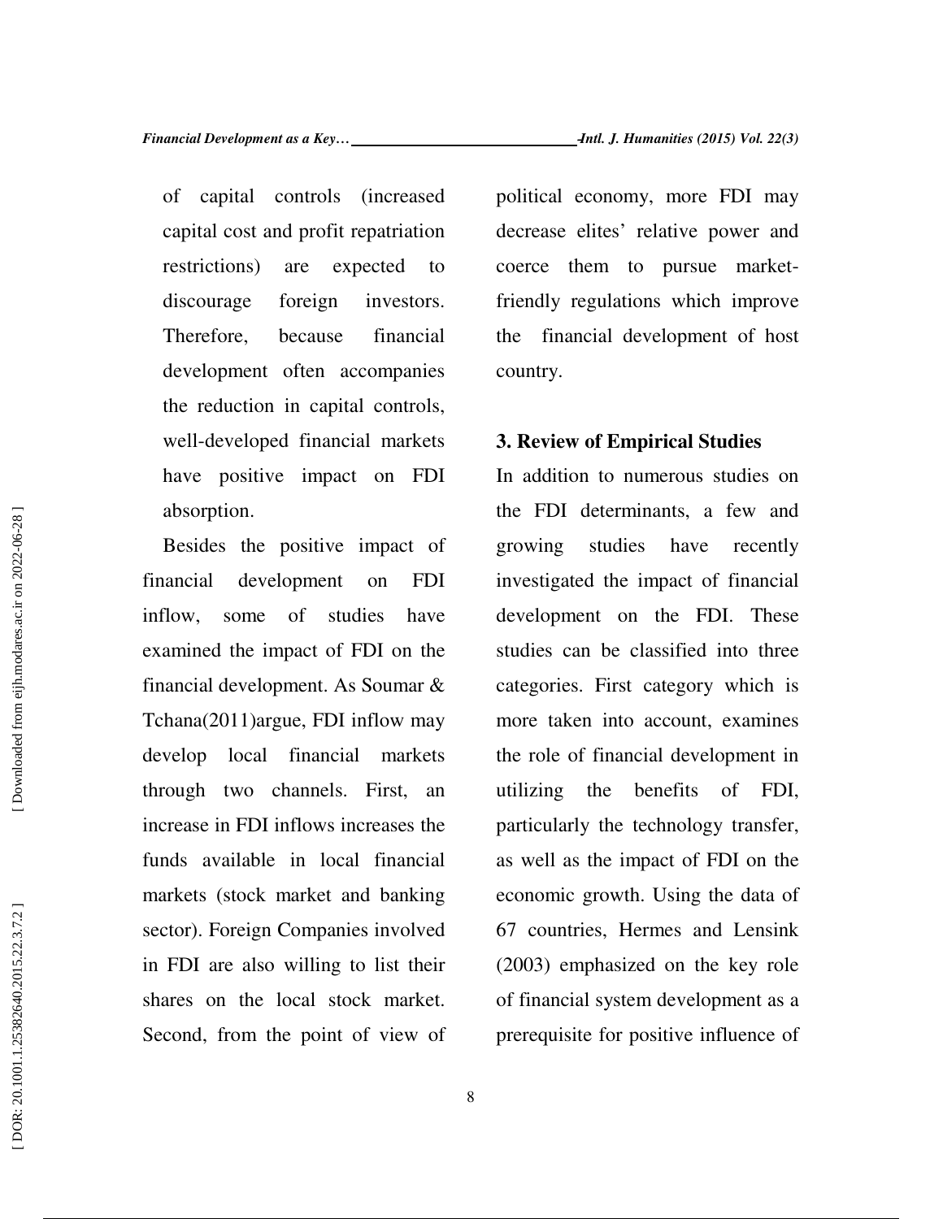of capital controls (increased capital cost and profit repatriation restrictions) are expected to discourage foreign investors. Therefore, because financial development often accompanies the reduction in capital controls, well-developed financial markets have positive impact on FDI absorption.

Besides the positive impact of financial development on FDI inflow, some of studies have examined the impact of FDI on the financial development. As Soumar & Tchana(2011)argue, FDI inflow may develop local financial markets through two channels. First, an increase in FDI inflows increases the funds available in local financial markets (stock market and banking sector). Foreign Companies involved in FDI are also willing to list their shares on the local stock market. Second, from the point of view of political economy, more FDI may decrease elites' relative power and coerce them to pursue market-friendly regulations which improve the financial development of host country.

## 3. Review of Empirical Studies

In addition to numerous studies on the FDI determinants, a few and growing studies have recently investigated the impact of financial development on the FDI. These studies can be classified into three categories. First category which is more taken into account, examines the role of financial development in utilizing the benefits of FDI, particularly the technology transfer, as well as the impact of FDI on the economic growth. Using the data of 67 countries, Hermes and Lensink (2003) emphasized on the key role of financial system development as a prerequisite for positive influence of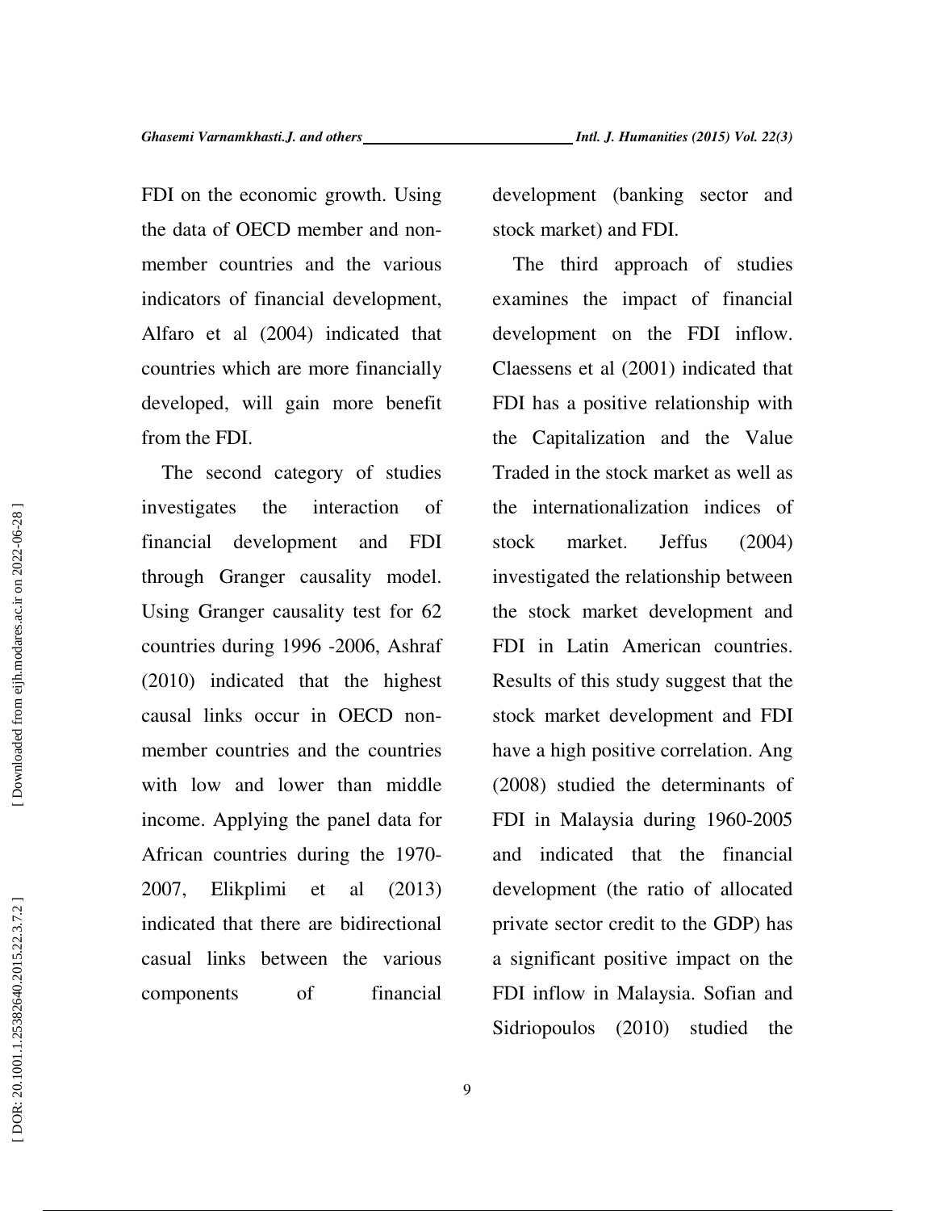FDI on the economic growth. Using the data of OECD member and non-member countries and the various indicators of financial development, Alfaro et al (2004) indicated that countries which are more financially developed, will gain more benefit from the FDI.

The second category of studies investigates the interaction of financial development and FDI through Granger causality model. Using Granger causality test for 62 countries during 1996 -2006, Ashraf (2010) indicated that the highest causal links occur in OECD non-member countries and the countries with low and lower than middle income. Applying the panel data for African countries during the 1970-2007, Elikplimi et al (2013) indicated that there are bidirectional casual links between the various components of financial development (banking sector and stock market) and FDI.

The third approach of studies examines the impact of financial development on the FDI inflow. Claessens et al (2001) indicated that FDI has a positive relationship with the Capitalization and the Value Traded in the stock market as well as the internationalization indices of stock market. Jeffus (2004) investigated the relationship between the stock market development and FDI in Latin American countries. Results of this study suggest that the stock market development and FDI have a high positive correlation. Ang (2008) studied the determinants of FDI in Malaysia during 1960-2005 and indicated that the financial development (the ratio of allocated private sector credit to the GDP) has a significant positive impact on the FDI inflow in Malaysia. Sofian and Sidriopoulos (2010) studied the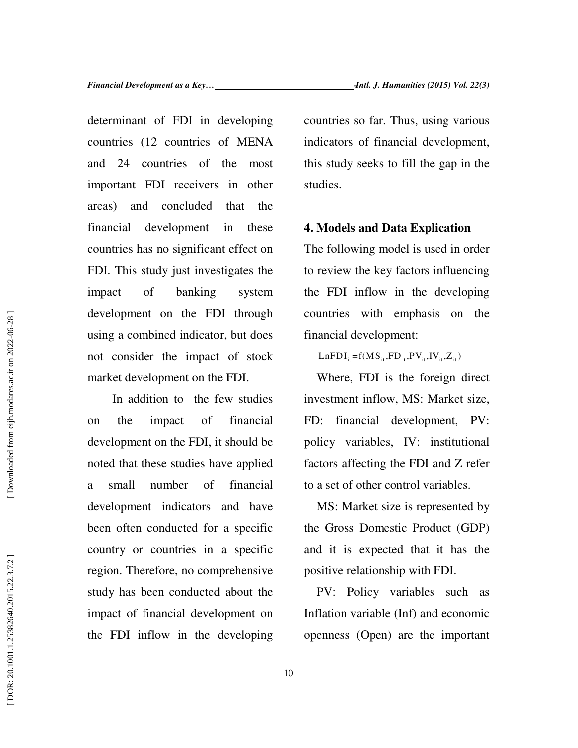determinant of FDI in developing countries (12 countries of MENA and 24 countries of the most important FDI receivers in other areas) and concluded that the financial development in these countries has no significant effect on FDI. This study just investigates the impact of banking system development on the FDI through using a combined indicator, but does not consider the impact of stock market development on the FDI.

In addition to the few studies on the impact of financial development on the FDI, it should be noted that these studies have applied a small number of financial development indicators and have been often conducted for a specific country or countries in a specific region. Therefore, no comprehensive study has been conducted about the impact of financial development on the FDI inflow in the developing countries so far. Thus, using various indicators of financial development, this study seeks to fill the gap in the studies.

## 4. Models and Data Explication

The following model is used in order to review the key factors influencing the FDI inflow in the developing countries with emphasis on the financial development:

$$LnFDI_{it}=f(MS_{it},FD_{it},PV_{it},IV_{it},Z_{it})$$

Where, FDI is the foreign direct investment inflow, MS: Market size, FD: financial development, PV: policy variables, IV: institutional factors affecting the FDI and Z refer to a set of other control variables.

MS: Market size is represented by the Gross Domestic Product (GDP) and it is expected that it has the positive relationship with FDI.

PV: Policy variables such as Inflation variable (Inf) and economic openness (Open) are the important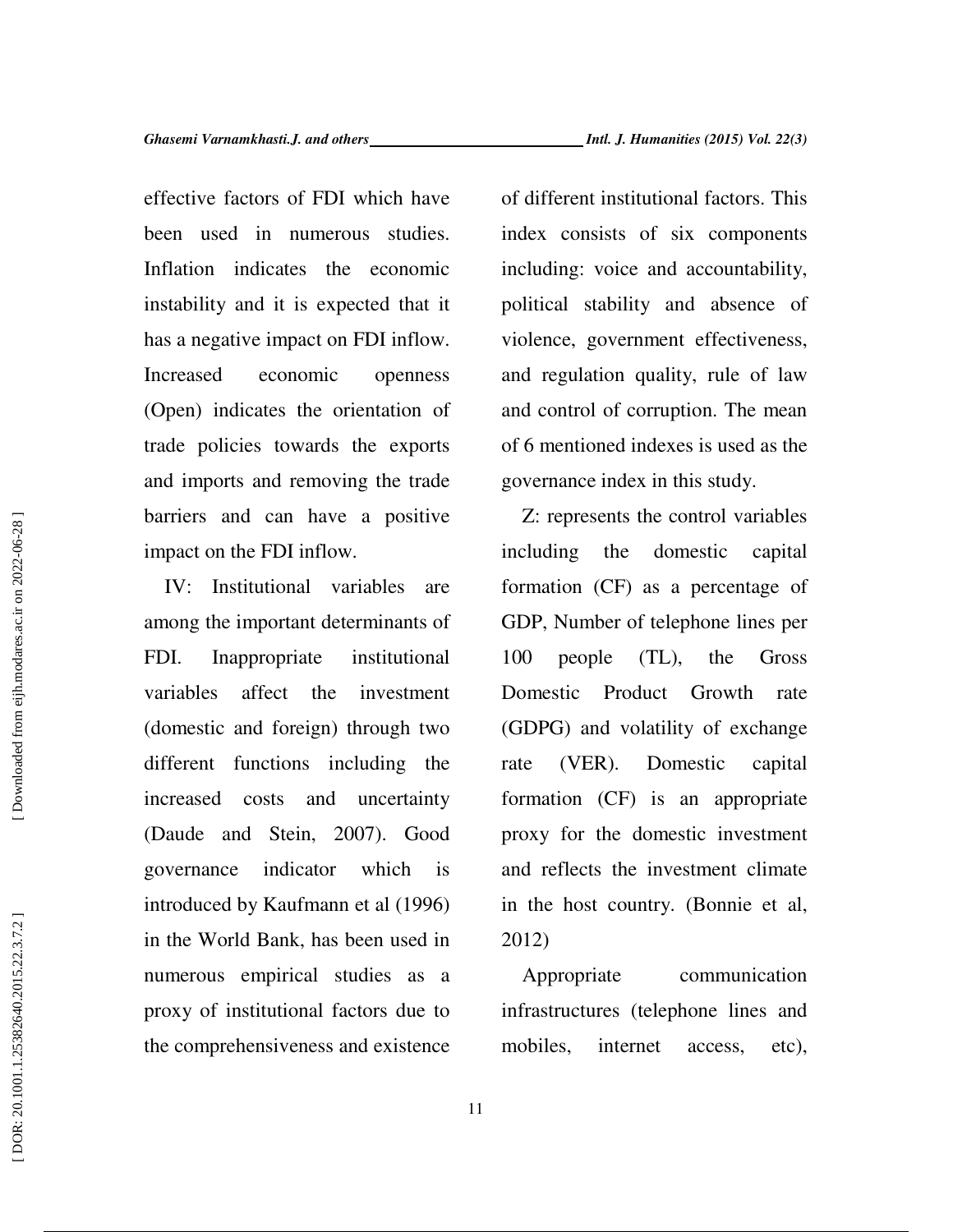effective factors of FDI which have been used in numerous studies. Inflation indicates the economic instability and it is expected that it has a negative impact on FDI inflow. Increased economic openness (Open) indicates the orientation of trade policies towards the exports and imports and removing the trade barriers and can have a positive impact on the FDI inflow.

IV: Institutional variables are among the important determinants of FDI. Inappropriate institutional variables affect the investment (domestic and foreign) through two different functions including the increased costs and uncertainty (Daude and Stein, 2007). Good governance indicator which is introduced by Kaufmann et al (1996) in the World Bank, has been used in numerous empirical studies as a proxy of institutional factors due to the comprehensiveness and existence of different institutional factors. This index consists of six components including: voice and accountability, political stability and absence of violence, government effectiveness, and regulation quality, rule of law and control of corruption. The mean of 6 mentioned indexes is used as the governance index in this study.

Z: represents the control variables including the domestic capital formation (CF) as a percentage of GDP, Number of telephone lines per 100 people (TL), the Gross Domestic Product Growth rate (GDPG) and volatility of exchange rate (VER). Domestic capital formation (CF) is an appropriate proxy for the domestic investment and reflects the investment climate in the host country. (Bonnie et al, 2012)

Appropriate communication infrastructures (telephone lines and mobiles, internet access, etc),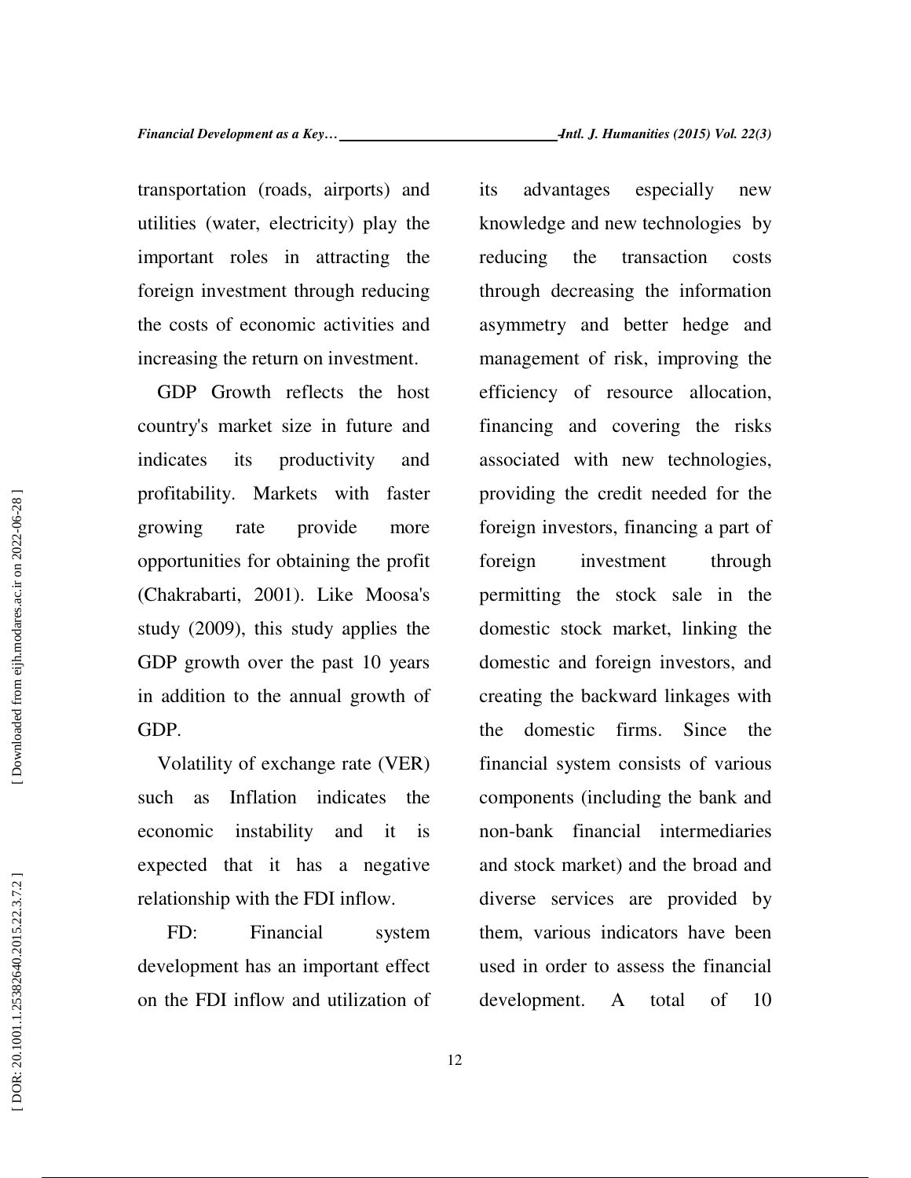transportation (roads, airports) and utilities (water, electricity) play the important roles in attracting the foreign investment through reducing the costs of economic activities and increasing the return on investment.

GDP Growth reflects the host country's market size in future and indicates its productivity and profitability. Markets with faster growing rate provide more opportunities for obtaining the profit (Chakrabarti, 2001). Like Moosa's study (2009), this study applies the GDP growth over the past 10 years in addition to the annual growth of GDP.

Volatility of exchange rate (VER) such as Inflation indicates the economic instability and it is expected that it has a negative relationship with the FDI inflow.

FD: Financial system development has an important effect on the FDI inflow and utilization of its advantages especially new knowledge and new technologies by reducing the transaction costs through decreasing the information asymmetry and better hedge and management of risk, improving the efficiency of resource allocation, financing and covering the risks associated with new technologies, providing the credit needed for the foreign investors, financing a part of foreign investment through permitting the stock sale in the domestic stock market, linking the domestic and foreign investors, and creating the backward linkages with the domestic firms. Since the financial system consists of various components (including the bank and non-bank financial intermediaries and stock market) and the broad and diverse services are provided by them, various indicators have been used in order to assess the financial development. A total of 10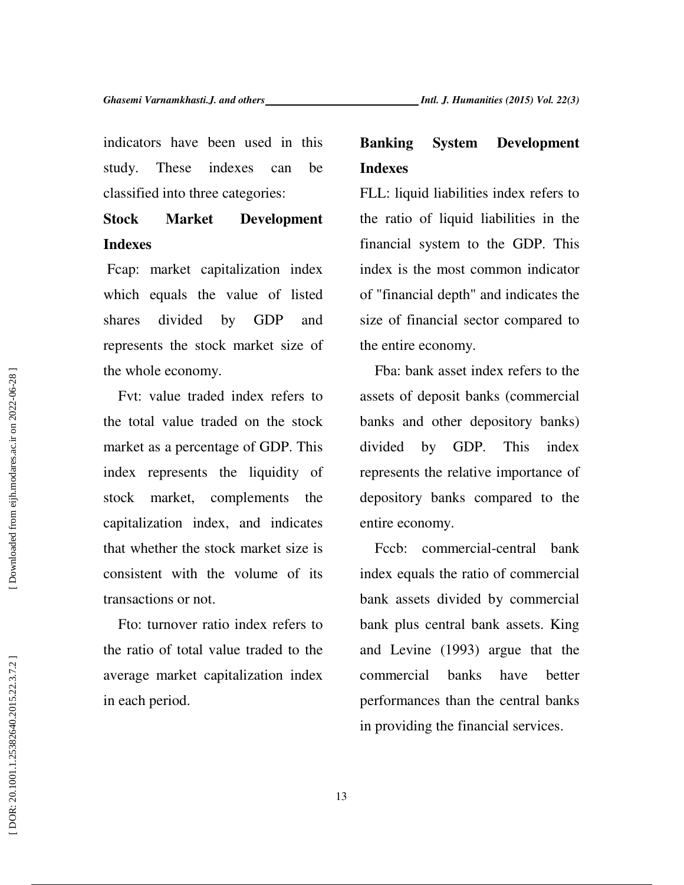indicators have been used in this study. These indexes can be classified into three categories:

**Stock Market Development Indexes**

Fcap: market capitalization index which equals the value of listed shares divided by GDP and represents the stock market size of the whole economy.

Fvt: value traded index refers to the total value traded on the stock market as a percentage of GDP. This index represents the liquidity of stock market, complements the capitalization index, and indicates that whether the stock market size is consistent with the volume of its transactions or not.

Fto: turnover ratio index refers to the ratio of total value traded to the average market capitalization index in each period.

**Banking System Development Indexes**

FLL: liquid liabilities index refers to the ratio of liquid liabilities in the financial system to the GDP. This index is the most common indicator of "financial depth" and indicates the size of financial sector compared to the entire economy.

Fba: bank asset index refers to the assets of deposit banks (commercial banks and other depository banks) divided by GDP. This index represents the relative importance of depository banks compared to the entire economy.

Fccb: commercial-central bank index equals the ratio of commercial bank assets divided by commercial bank plus central bank assets. King and Levine (1993) argue that the commercial banks have better performances than the central banks in providing the financial services.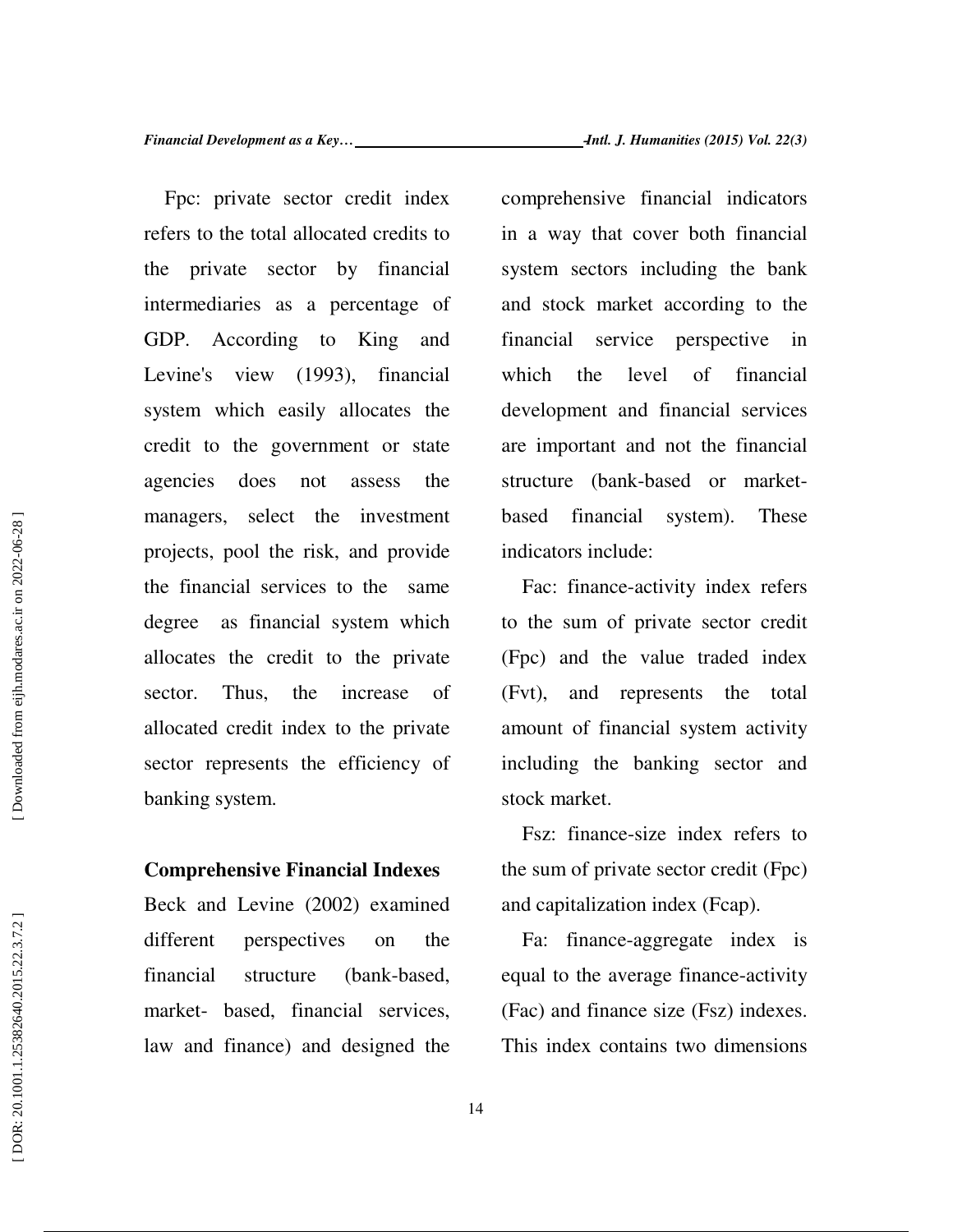Fpc: private sector credit index refers to the total allocated credits to the private sector by financial intermediaries as a percentage of GDP. According to King and Levine's view (1993), financial system which easily allocates the credit to the government or state agencies does not assess the managers, select the investment projects, pool the risk, and provide the financial services to the same degree as financial system which allocates the credit to the private sector. Thus, the increase of allocated credit index to the private sector represents the efficiency of banking system.

**Comprehensive Financial Indexes**

Beck and Levine (2002) examined different perspectives on the financial structure (bank-based, market- based, financial services, law and finance) and designed the comprehensive financial indicators in a way that cover both financial system sectors including the bank and stock market according to the financial service perspective in which the level of financial development and financial services are important and not the financial structure (bank-based or market-based financial system). These indicators include:

Fac: finance-activity index refers to the sum of private sector credit (Fpc) and the value traded index (Fvt), and represents the total amount of financial system activity including the banking sector and stock market.

Fsz: finance-size index refers to the sum of private sector credit (Fpc) and capitalization index (Fcap).

Fa: finance-aggregate index is equal to the average finance-activity (Fac) and finance size (Fsz) indexes. This index contains two dimensions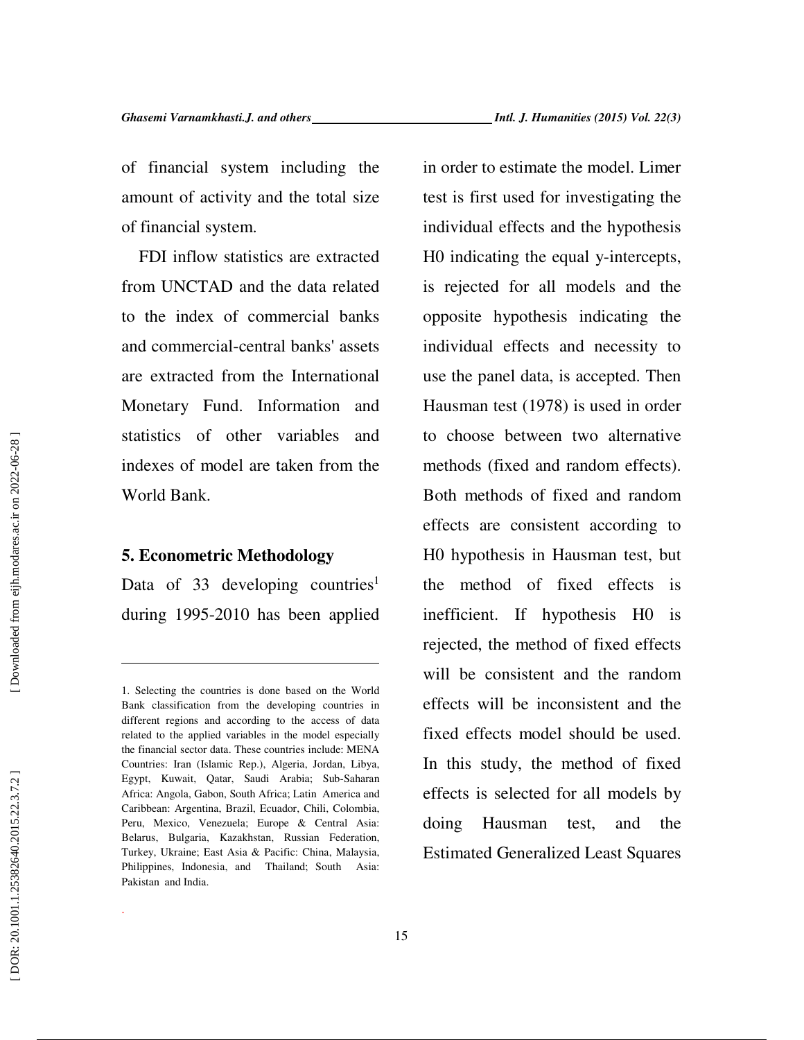of financial system including the amount of activity and the total size of financial system.

FDI inflow statistics are extracted from UNCTAD and the data related to the index of commercial banks and commercial-central banks' assets are extracted from the International Monetary Fund. Information and statistics of other variables and indexes of model are taken from the World Bank.

## 5. Econometric Methodology

Data of 33 developing countries[1] during 1995-2010 has been applied in order to estimate the model. Limer test is first used for investigating the individual effects and the hypothesis H0 indicating the equal y-intercepts, is rejected for all models and the opposite hypothesis indicating the individual effects and necessity to use the panel data, is accepted. Then Hausman test (1978) is used in order to choose between two alternative methods (fixed and random effects). Both methods of fixed and random effects are consistent according to H0 hypothesis in Hausman test, but the method of fixed effects is inefficient. If hypothesis H0 is rejected, the method of fixed effects will be consistent and the random effects will be inconsistent and the fixed effects model should be used. In this study, the method of fixed effects is selected for all models by doing Hausman test, and the Estimated Generalized Least Squares

---

1. Selecting the countries is done based on the World Bank classification from the developing countries in different regions and according to the access of data related to the applied variables in the model especially the financial sector data. These countries include: MENA Countries: Iran (Islamic Rep.), Algeria, Jordan, Libya, Egypt, Kuwait, Qatar, Saudi Arabia; Sub-Saharan Africa: Angola, Gabon, South Africa; Latin America and Caribbean: Argentina, Brazil, Ecuador, Chili, Colombia, Peru, Mexico, Venezuela; Europe & Central Asia: Belarus, Bulgaria, Kazakhstan, Russian Federation, Turkey, Ukraine; East Asia & Pacific: China, Malaysia, Philippines, Indonesia, and Thailand; South Asia: Pakistan and India.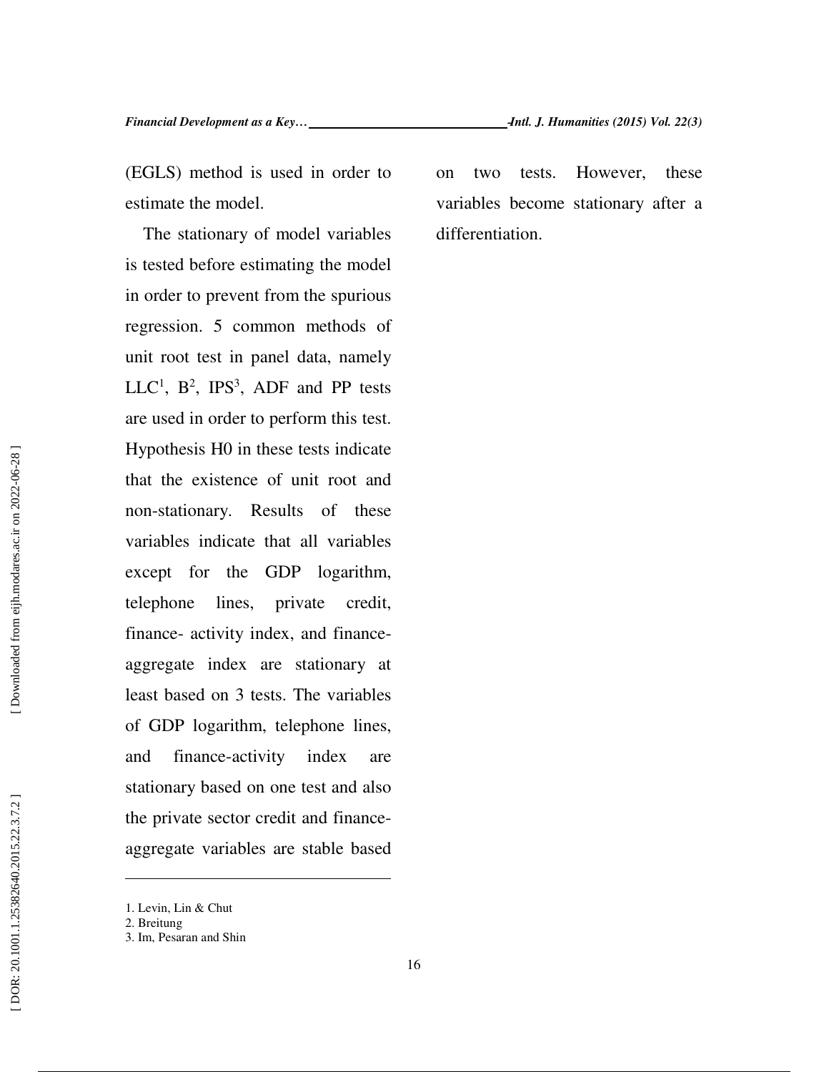(EGLS) method is used in order to estimate the model.

The stationary of model variables is tested before estimating the model in order to prevent from the spurious regression. 5 common methods of unit root test in panel data, namely LLC[1], B[2], IPS[3], ADF and PP tests are used in order to perform this test. Hypothesis H0 in these tests indicate that the existence of unit root and non-stationary. Results of these variables indicate that all variables except for the GDP logarithm, telephone lines, private credit, finance- activity index, and finance-aggregate index are stationary at least based on 3 tests. The variables of GDP logarithm, telephone lines, and finance-activity index are stationary based on one test and also the private sector credit and finance-aggregate variables are stable based on two tests. However, these variables become stationary after a differentiation.

---

1. Levin, Lin & Chut
2. Breitung
3. Im, Pesaran and Shin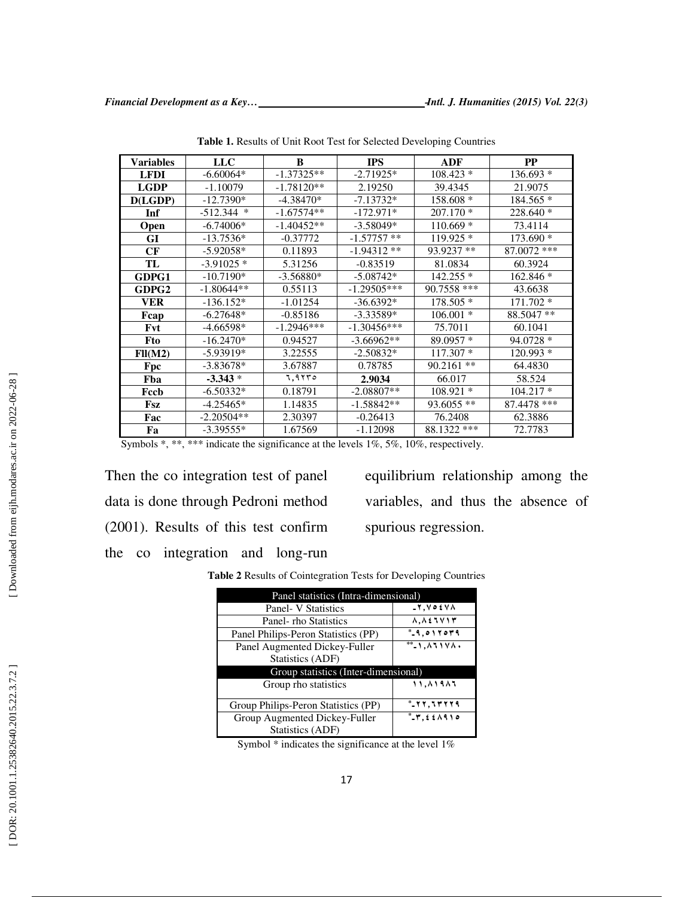**Table 1.** Results of Unit Root Test for Selected Developing Countries

| Variables | LLC | B | IPS | ADF | PP |
|---|---|---|---|---|---|
| LFDI | -6.60064* | -1.37325** | -2.71925* | 108.423 * | 136.693 * |
| LGDP | -1.10079 | -1.78120** | 2.19250 | 39.4345 | 21.9075 |
| D(LGDP) | -12.7390* | -4.38470* | -7.13732* | 158.608 * | 184.565 * |
| Inf | -512.344 * | -1.67574** | -172.971* | 207.170 * | 228.640 * |
| Open | -6.74006* | -1.40452** | -3.58049* | 110.669 * | 73.4114 |
| GI | -13.7536* | -0.37772 | -1.57757 ** | 119.925 * | 173.690 * |
| CF | -5.92058* | 0.11893 | -1.94312 ** | 93.9237 ** | 87.0072 *** |
| TL | -3.91025 * | 5.31256 | -0.83519 | 81.0834 | 60.3924 |
| GDPG1 | -10.7190* | -3.56880* | -5.08742* | 142.255 * | 162.846 * |
| GDPG2 | -1.80644** | 0.55113 | -1.29505*** | 90.7558 *** | 43.6638 |
| VER | -136.152* | -1.01254 | -36.6392* | 178.505 * | 171.702 * |
| Fcap | -6.27648* | -0.85186 | -3.33589* | 106.001 * | 88.5047 ** |
| Fvt | -4.66598* | -1.2946*** | -1.30456*** | 75.7011 | 60.1041 |
| Fto | -16.2470* | 0.94527 | -3.66962** | 89.0957 * | 94.0728 * |
| Fll(M2) | -5.93919* | 3.22555 | -2.50832* | 117.307 * | 120.993 * |
| Fpc | -3.83678* | 3.67887 | 0.78785 | 90.2161 ** | 64.4830 |
| Fba | **-3.343** * | ٦,٩٢٣٥ | **2.9034** | 66.017 | 58.524 |
| Fccb | -6.50332* | 0.18791 | -2.08807** | 108.921 * | 104.217 * |
| Fsz | -4.25465* | 1.14835 | -1.58842** | 93.6055 ** | 87.4478 *** |
| Fac | -2.20504** | 2.30397 | -0.26413 | 76.2408 | 62.3886 |
| Fa | -3.39555* | 1.67569 | -1.12098 | 88.1322 *** | 72.7783 |

Symbols *, **, *** indicate the significance at the levels 1%, 5%, 10%, respectively.

Then the co integration test of panel data is done through Pedroni method (2001). Results of this test confirm the co integration and long-run equilibrium relationship among the variables, and thus the absence of spurious regression.

**Table 2** Results of Cointegration Tests for Developing Countries

| Panel statistics (Intra-dimensional) | |
|---|---|
| Panel- V Statistics | -٢,٧٥٤٧٨ |
| Panel- rho Statistics | ٨,٨٤٦٧١٣ |
| Panel Philips-Peron Statistics (PP) | *-٩,٥١٢٥٣٩ |
| Panel Augmented Dickey-Fuller Statistics (ADF) | **-١,٨٦١٧٨٠ |
| **Group statistics (Inter-dimensional)** | |
| Group rho statistics | ١١,٨١٩٨٦ |
| Group Philips-Peron Statistics (PP) | *-٢٢,٦٣٢٢٩ |
| Group Augmented Dickey-Fuller Statistics (ADF) | *-٣,٤٤٨٩١٥ |

Symbol * indicates the significance at the level 1%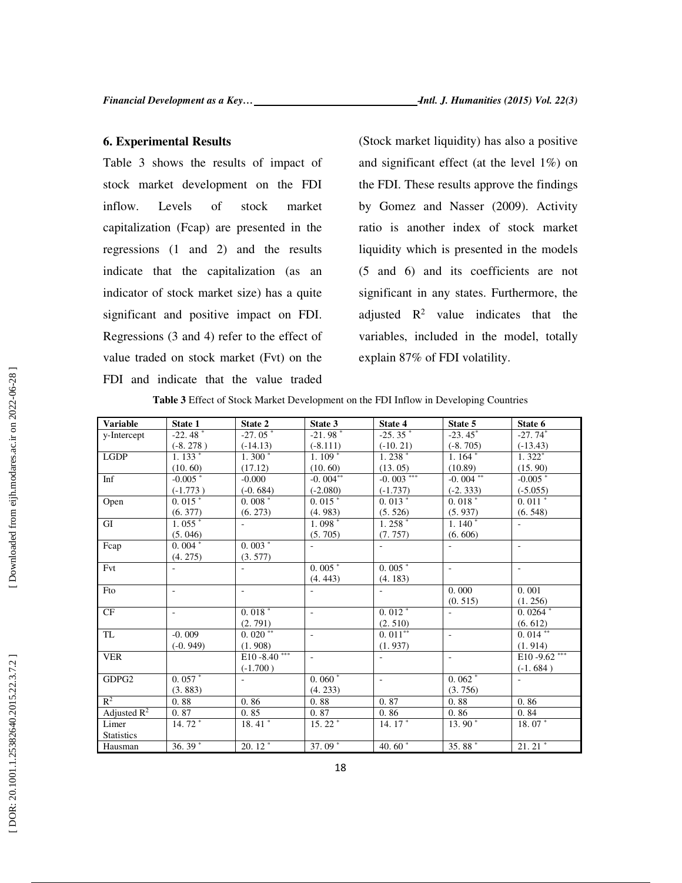## 6. Experimental Results

Table 3 shows the results of impact of stock market development on the FDI inflow. Levels of stock market capitalization (Fcap) are presented in the regressions (1 and 2) and the results indicate that the capitalization (as an indicator of stock market size) has a quite significant and positive impact on FDI. Regressions (3 and 4) refer to the effect of value traded on stock market (Fvt) on the FDI and indicate that the value traded (Stock market liquidity) has also a positive and significant effect (at the level 1%) on the FDI. These results approve the findings by Gomez and Nasser (2009). Activity ratio is another index of stock market liquidity which is presented in the models (5 and 6) and its coefficients are not significant in any states. Furthermore, the adjusted $R^2$ value indicates that the variables, included in the model, totally explain 87% of FDI volatility.

**Table 3** Effect of Stock Market Development on the FDI Inflow in Developing Countries

| Variable | State 1 | State 2 | State 3 | State 4 | State 5 | State 6 |
|---|---|---|---|---|---|---|
| y-Intercept | -22. 48 * (-8. 278 ) | -27. 05 * (-14.13) | -21. 98 * (-8.111) | -25. 35 * (-10. 21) | -23. 45* (-8. 705) | -27. 74* (-13.43) |
| LGDP | 1. 133 * (10. 60) | 1. 300 * (17.12) | 1. 109 * (10. 60) | 1. 238 * (13. 05) | 1. 164 * (10.89) | 1. 322* (15. 90) |
| Inf | -0.005 * (-1.773 ) | -0.000 (-0. 684) | -0. 004** (-2.080) | -0. 003 *** (-1.737) | -0. 004 ** (-2. 333) | -0.005 * (-5.055) |
| Open | 0. 015 * (6. 377) | 0. 008 * (6. 273) | 0. 015 * (4. 983) | 0. 013 * (5. 526) | 0. 018 * (5. 937) | 0. 011 * (6. 548) |
| GI | 1. 055 * (5. 046) | - | 1. 098 * (5. 705) | 1. 258 * (7. 757) | 1. 140 * (6. 606) | - |
| Fcap | 0. 004 * (4. 275) | 0. 003 * (3. 577) | - | - | - | - |
| Fvt | - | - | 0. 005 * (4. 443) | 0. 005 * (4. 183) | - | - |
| Fto | - | - | - | - | 0. 000 (0. 515) | 0. 001 (1. 256) |
| CF | - | 0. 018 * (2. 791) | - | 0. 012 * (2. 510) | - | 0. 0264 * (6. 612) |
| TL | -0. 009 (-0. 949) | 0. 020 ** (1. 908) | - | 0. 011** (1. 937) | - | 0. 014 ** (1. 914) |
| VER | | E10 -8.40 *** (-1.700 ) | - | - | - | E10 -9.62 *** (-1. 684 ) |
| GDPG2 | 0. 057 * (3. 883) | - | 0. 060 * (4. 233) | - | 0. 062 * (3. 756) | - |
| $R^2$ | 0. 88 | 0. 86 | 0. 88 | 0. 87 | 0. 88 | 0. 86 |
| Adjusted $R^2$ | 0. 87 | 0. 85 | 0. 87 | 0. 86 | 0. 86 | 0. 84 |
| Limer Statistics | 14. 72 * | 18. 41 * | 15. 22 * | 14. 17 * | 13. 90 * | 18. 07 * |
| Hausman | 36. 39 * | 20. 12 * | 37. 09 * | 40. 60 * | 35. 88 * | 21. 21 * |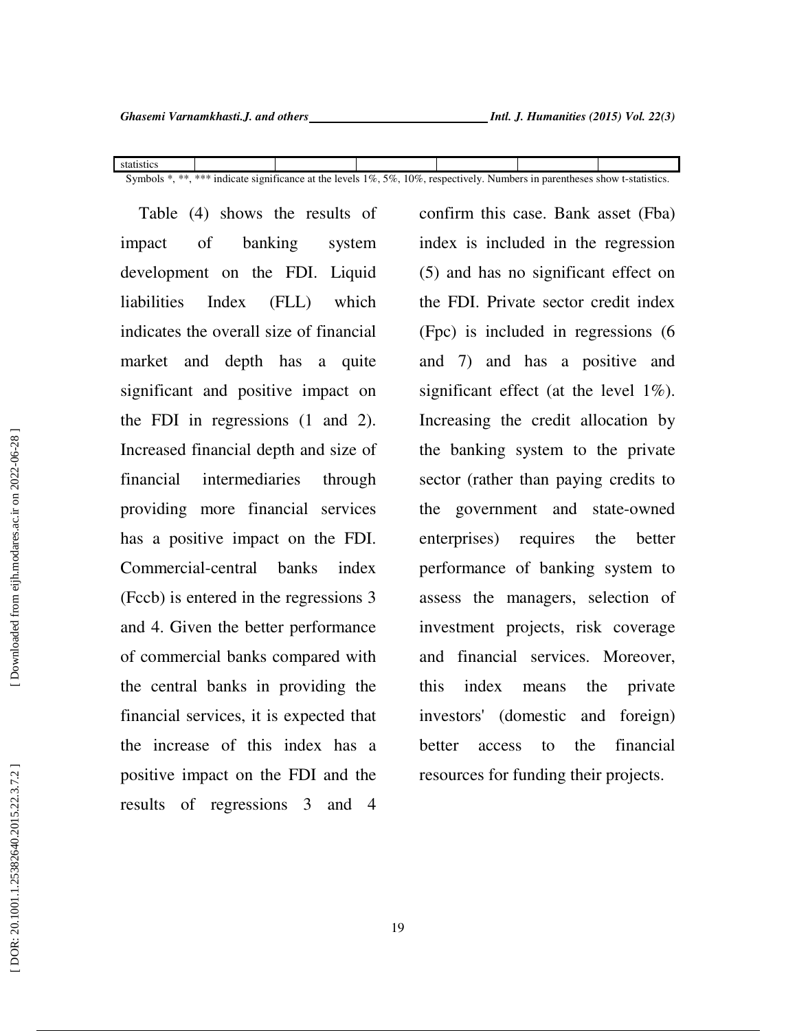| statistics | | | | | | |
|---|---|---|---|---|---|---|

Symbols *, **, *** indicate significance at the levels 1%, 5%, 10%, respectively. Numbers in parentheses show t-statistics.

Table (4) shows the results of impact of banking system development on the FDI. Liquid liabilities Index (FLL) which indicates the overall size of financial market and depth has a quite significant and positive impact on the FDI in regressions (1 and 2). Increased financial depth and size of financial intermediaries through providing more financial services has a positive impact on the FDI. Commercial-central banks index (Fccb) is entered in the regressions 3 and 4. Given the better performance of commercial banks compared with the central banks in providing the financial services, it is expected that the increase of this index has a positive impact on the FDI and the results of regressions 3 and 4 confirm this case. Bank asset (Fba) index is included in the regression (5) and has no significant effect on the FDI. Private sector credit index (Fpc) is included in regressions (6 and 7) and has a positive and significant effect (at the level 1%). Increasing the credit allocation by the banking system to the private sector (rather than paying credits to the government and state-owned enterprises) requires the better performance of banking system to assess the managers, selection of investment projects, risk coverage and financial services. Moreover, this index means the private investors' (domestic and foreign) better access to the financial resources for funding their projects.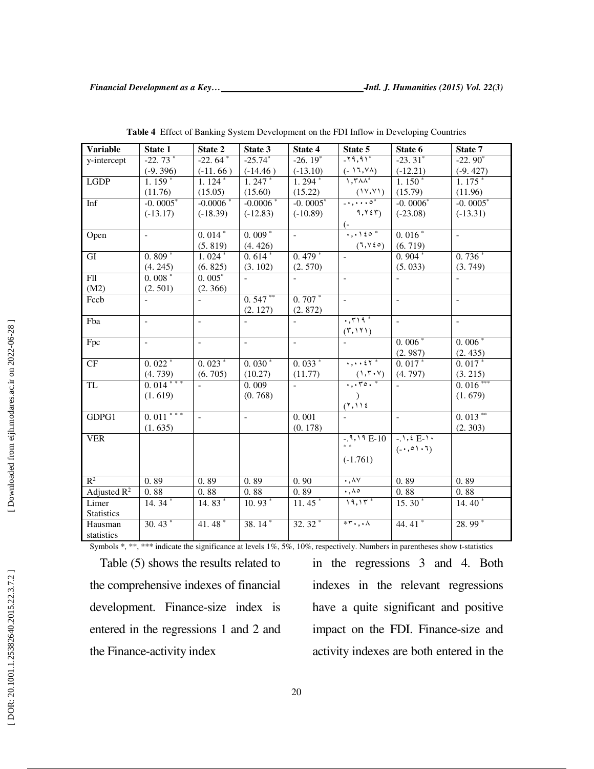**Table 4** Effect of Banking System Development on the FDI Inflow in Developing Countries

| Variable | State 1 | State 2 | State 3 | State 4 | State 5 | State 6 | State 7 |
|---|---|---|---|---|---|---|---|
| y-intercept | -22. 73 * (-9. 396) | -22. 64 * (-11. 66 ) | -25.74* (-14.46 ) | -26. 19* (-13.10) | -۲۹,۹۱* (- ۱٦,۷۸) | -23. 31* (-12.21) | -22. 90* (-9. 427) |
| LGDP | 1. 159 * (11.76) | 1. 124 * (15.05) | 1. 247 * (15.60) | 1. 294 * (15.22) | ۱,۳۸۸* (۱۷,۷۱) | 1. 150 * (15.79) | 1. 175 * (11.96) |
| Inf | -0. 0005* (-13.17) | -0.0006 * (-18.39) | -0.0006 * (-12.83) | -0. 0005* (-10.89) | -۰,۰۰۰٥* (- ۹,۲٤۳) | -0. 0006* (-23.08) | -0. 0005* (-13.31) |
| Open | - | 0. 014 * (5. 819) | 0. 009 * (4. 426) | - | ۰,۰۱٤٥ * (٦,۷٤٥) | 0. 016 * (6. 719) | - |
| GI | 0. 809 * (4. 245) | 1. 024 * (6. 825) | 0. 614 * (3. 102) | 0. 479 * (2. 570) | - | 0. 904 * (5. 033) | 0. 736 * (3. 749) |
| Fll (M2) | 0. 008 * (2. 501) | 0. 005* (2. 366) | - | - | - | - | - |
| Fccb | - | - | 0. 547 ** (2. 127) | 0. 707 * (2. 872) | - | - | - |
| Fba | - | - | - | - | ۰,۳۱۹ * (۳,۱۲۱) | - | - |
| Fpc | - | - | - | - | - | 0. 006 * (2. 987) | 0. 006 * (2. 435) |
| CF | 0. 022 * (4. 739) | 0. 023 * (6. 705) | 0. 030 * (10.27) | 0. 033 * (11.77) | ۰,۰۰٤۲ * (۱,۳۰۷) | 0. 017 * (4. 797) | 0. 017 * (3. 215) |
| TL | 0. 014 *** (1. 619) | - | 0. 009 (0. 768) | - | ۰,۰۳٥۰ * (۲,۱۱٤) | - | 0. 016 *** (1. 679) |
| GDPG1 | 0. 011 *** (1. 635) | - | - | 0. 001 (0. 178) | - | - | 0. 013 ** (2. 303) |
| VER | | | | | -.۹,۱۹ E-10 ** (-1.761) | -.۱,٤ E-۱۰ (-۰,٥۱۰٦) | |
| $R^2$ | 0. 89 | 0. 89 | 0. 89 | 0. 90 | ۰,۸۷ | 0. 89 | 0. 89 |
| Adjusted $R^2$ | 0. 88 | 0. 88 | 0. 88 | 0. 89 | ۰,۸٥ | 0. 88 | 0. 88 |
| Limer Statistics | 14. 34 * | 14. 83 * | 10. 93 * | 11. 45 * | ۱۹,۱۳ * | 15. 30 * | 14. 40 * |
| Hausman statistics | 30. 43 * | 41. 48 * | 38. 14 * | 32. 32 * | *۳۰,۰۸ | 44. 41 * | 28. 99 * |

Symbols *, **, *** indicate the significance at levels 1%, 5%, 10%, respectively. Numbers in parentheses show t-statistics

Table (5) shows the results related to the comprehensive indexes of financial development. Finance-size index is entered in the regressions 1 and 2 and the Finance-activity index in the regressions 3 and 4. Both indexes in the relevant regressions have a quite significant and positive impact on the FDI. Finance-size and activity indexes are both entered in the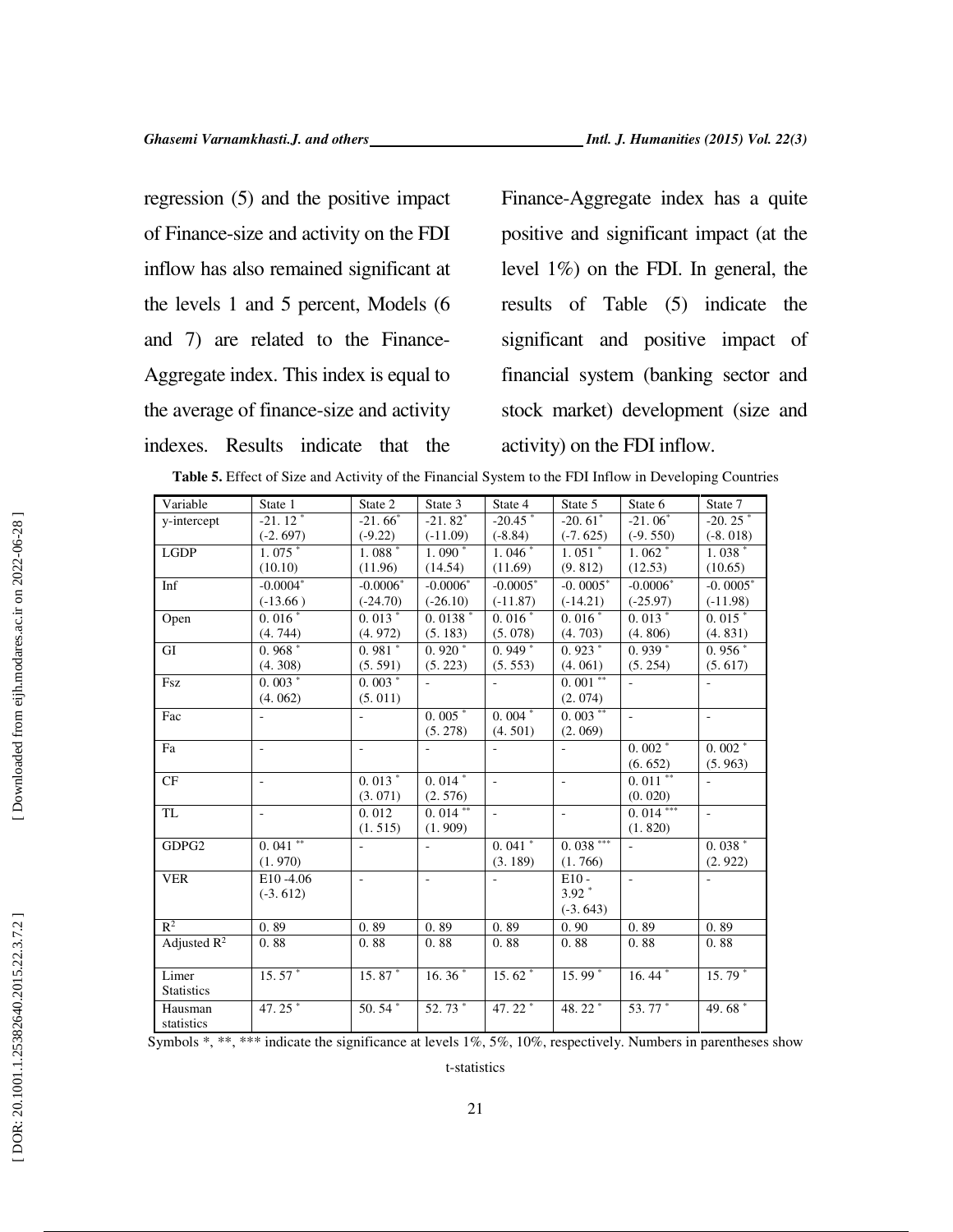regression (5) and the positive impact of Finance-size and activity on the FDI inflow has also remained significant at the levels 1 and 5 percent, Models (6 and 7) are related to the Finance-Aggregate index. This index is equal to the average of finance-size and activity indexes. Results indicate that the Finance-Aggregate index has a quite positive and significant impact (at the level 1%) on the FDI. In general, the results of Table (5) indicate the significant and positive impact of financial system (banking sector and stock market) development (size and activity) on the FDI inflow.

**Table 5.** Effect of Size and Activity of the Financial System to the FDI Inflow in Developing Countries

| Variable | State 1 | State 2 | State 3 | State 4 | State 5 | State 6 | State 7 |
|---|---|---|---|---|---|---|---|
| y-intercept | -21. 12 * (-2. 697) | -21. 66* (-9.22) | -21. 82* (-11.09) | -20.45 * (-8.84) | -20. 61* (-7. 625) | -21. 06* (-9. 550) | -20. 25 * (-8. 018) |
| LGDP | 1. 075 * (10.10) | 1. 088 * (11.96) | 1. 090 * (14.54) | 1. 046 * (11.69) | 1. 051 * (9. 812) | 1. 062 * (12.53) | 1. 038 * (10.65) |
| Inf | -0.0004* (-13.66 ) | -0.0006* (-24.70) | -0.0006* (-26.10) | -0.0005* (-11.87) | -0. 0005* (-14.21) | -0.0006* (-25.97) | -0. 0005* (-11.98) |
| Open | 0. 016 * (4. 744) | 0. 013 * (4. 972) | 0. 0138 * (5. 183) | 0. 016 * (5. 078) | 0. 016 * (4. 703) | 0. 013 * (4. 806) | 0. 015 * (4. 831) |
| GI | 0. 968 * (4. 308) | 0. 981 * (5. 591) | 0. 920 * (5. 223) | 0. 949 * (5. 553) | 0. 923 * (4. 061) | 0. 939 * (5. 254) | 0. 956 * (5. 617) |
| Fsz | 0. 003 * (4. 062) | 0. 003 * (5. 011) | - | - | 0. 001 ** (2. 074) | - | - |
| Fac | - | - | 0. 005 * (5. 278) | 0. 004 * (4. 501) | 0. 003 ** (2. 069) | - | - |
| Fa | - | - | - | - | - | 0. 002 * (6. 652) | 0. 002 * (5. 963) |
| CF | - | 0. 013 * (3. 071) | 0. 014 * (2. 576) | - | - | 0. 011 ** (0. 020) | - |
| TL | - | 0. 012 (1. 515) | 0. 014 ** (1. 909) | - | - | 0. 014 *** (1. 820) | - |
| GDPG2 | 0. 041 ** (1. 970) | - | - | 0. 041 * (3. 189) | 0. 038 *** (1. 766) | - | 0. 038 * (2. 922) |
| VER | E10 -4.06 (-3. 612) | - | - | - | E10 - 3.92 * (-3. 643) | - | - |
| $R^2$ | 0. 89 | 0. 89 | 0. 89 | 0. 89 | 0. 90 | 0. 89 | 0. 89 |
| Adjusted $R^2$ | 0. 88 | 0. 88 | 0. 88 | 0. 88 | 0. 88 | 0. 88 | 0. 88 |
| Limer Statistics | 15. 57 * | 15. 87 * | 16. 36 * | 15. 62 * | 15. 99 * | 16. 44 * | 15. 79 * |
| Hausman statistics | 47. 25 * | 50. 54 * | 52. 73 * | 47. 22 * | 48. 22 * | 53. 77 * | 49. 68 * |

Symbols *, **, *** indicate the significance at levels 1%, 5%, 10%, respectively. Numbers in parentheses show t-statistics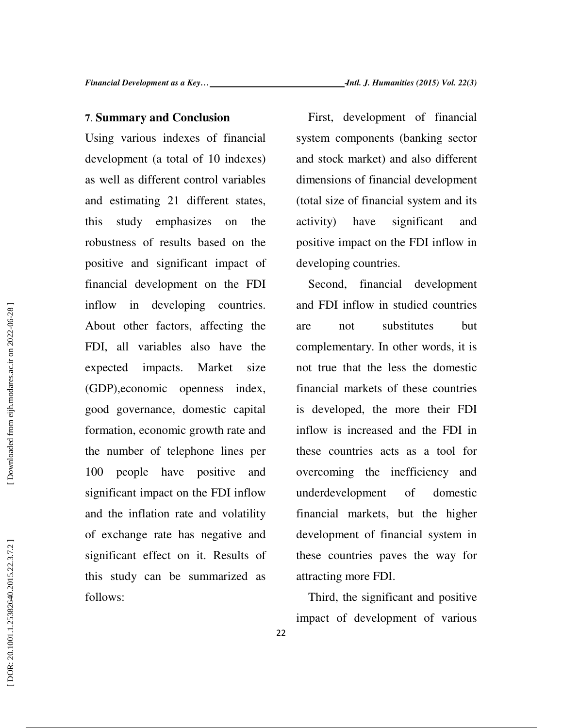## 7. Summary and Conclusion

Using various indexes of financial development (a total of 10 indexes) as well as different control variables and estimating 21 different states, this study emphasizes on the robustness of results based on the positive and significant impact of financial development on the FDI inflow in developing countries. About other factors, affecting the FDI, all variables also have the expected impacts. Market size (GDP),economic openness index, good governance, domestic capital formation, economic growth rate and the number of telephone lines per 100 people have positive and significant impact on the FDI inflow and the inflation rate and volatility of exchange rate has negative and significant effect on it. Results of this study can be summarized as follows:

First, development of financial system components (banking sector and stock market) and also different dimensions of financial development (total size of financial system and its activity) have significant and positive impact on the FDI inflow in developing countries.

Second, financial development and FDI inflow in studied countries are not substitutes but complementary. In other words, it is not true that the less the domestic financial markets of these countries is developed, the more their FDI inflow is increased and the FDI in these countries acts as a tool for overcoming the inefficiency and underdevelopment of domestic financial markets, but the higher development of financial system in these countries paves the way for attracting more FDI.

Third, the significant and positive impact of development of various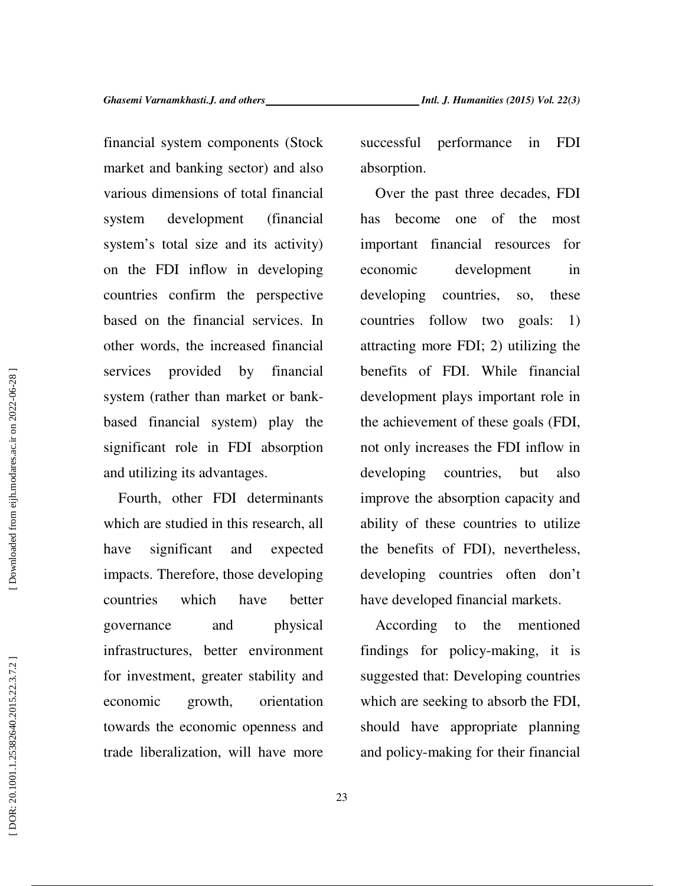financial system components (Stock market and banking sector) and also various dimensions of total financial system development (financial system's total size and its activity) on the FDI inflow in developing countries confirm the perspective based on the financial services. In other words, the increased financial services provided by financial system (rather than market or bank-based financial system) play the significant role in FDI absorption and utilizing its advantages.

Fourth, other FDI determinants which are studied in this research, all have significant and expected impacts. Therefore, those developing countries which have better governance and physical infrastructures, better environment for investment, greater stability and economic growth, orientation towards the economic openness and trade liberalization, will have more successful performance in FDI absorption.

Over the past three decades, FDI has become one of the most important financial resources for economic development in developing countries, so, these countries follow two goals: 1) attracting more FDI; 2) utilizing the benefits of FDI. While financial development plays important role in the achievement of these goals (FDI, not only increases the FDI inflow in developing countries, but also improve the absorption capacity and ability of these countries to utilize the benefits of FDI), nevertheless, developing countries often don't have developed financial markets.

According to the mentioned findings for policy-making, it is suggested that: Developing countries which are seeking to absorb the FDI, should have appropriate planning and policy-making for their financial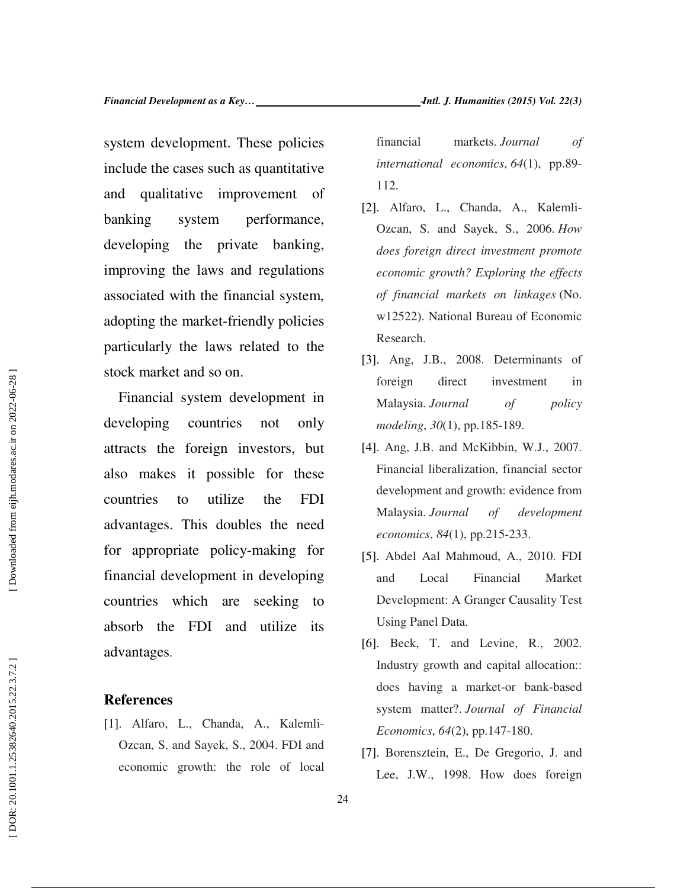system development. These policies include the cases such as quantitative and qualitative improvement of banking system performance, developing the private banking, improving the laws and regulations associated with the financial system, adopting the market-friendly policies particularly the laws related to the stock market and so on.

Financial system development in developing countries not only attracts the foreign investors, but also makes it possible for these countries to utilize the FDI advantages. This doubles the need for appropriate policy-making for financial development in developing countries which are seeking to absorb the FDI and utilize its advantages.

## References

[1]. Alfaro, L., Chanda, A., Kalemli-Ozcan, S. and Sayek, S., 2004. FDI and economic growth: the role of local financial markets. *Journal of international economics*, *64*(1), pp.89-112.

[2]. Alfaro, L., Chanda, A., Kalemli-Ozcan, S. and Sayek, S., 2006. *How does foreign direct investment promote economic growth? Exploring the effects of financial markets on linkages* (No. w12522). National Bureau of Economic Research.

[3]. Ang, J.B., 2008. Determinants of foreign direct investment in Malaysia. *Journal of policy modeling*, *30*(1), pp.185-189.

[4]. Ang, J.B. and McKibbin, W.J., 2007. Financial liberalization, financial sector development and growth: evidence from Malaysia. *Journal of development economics*, *84*(1), pp.215-233.

[5]. Abdel Aal Mahmoud, A., 2010. FDI and Local Financial Market Development: A Granger Causality Test Using Panel Data.

[6]. Beck, T. and Levine, R., 2002. Industry growth and capital allocation:: does having a market-or bank-based system matter?. *Journal of Financial Economics*, *64*(2), pp.147-180.

[7]. Borensztein, E., De Gregorio, J. and Lee, J.W., 1998. How does foreign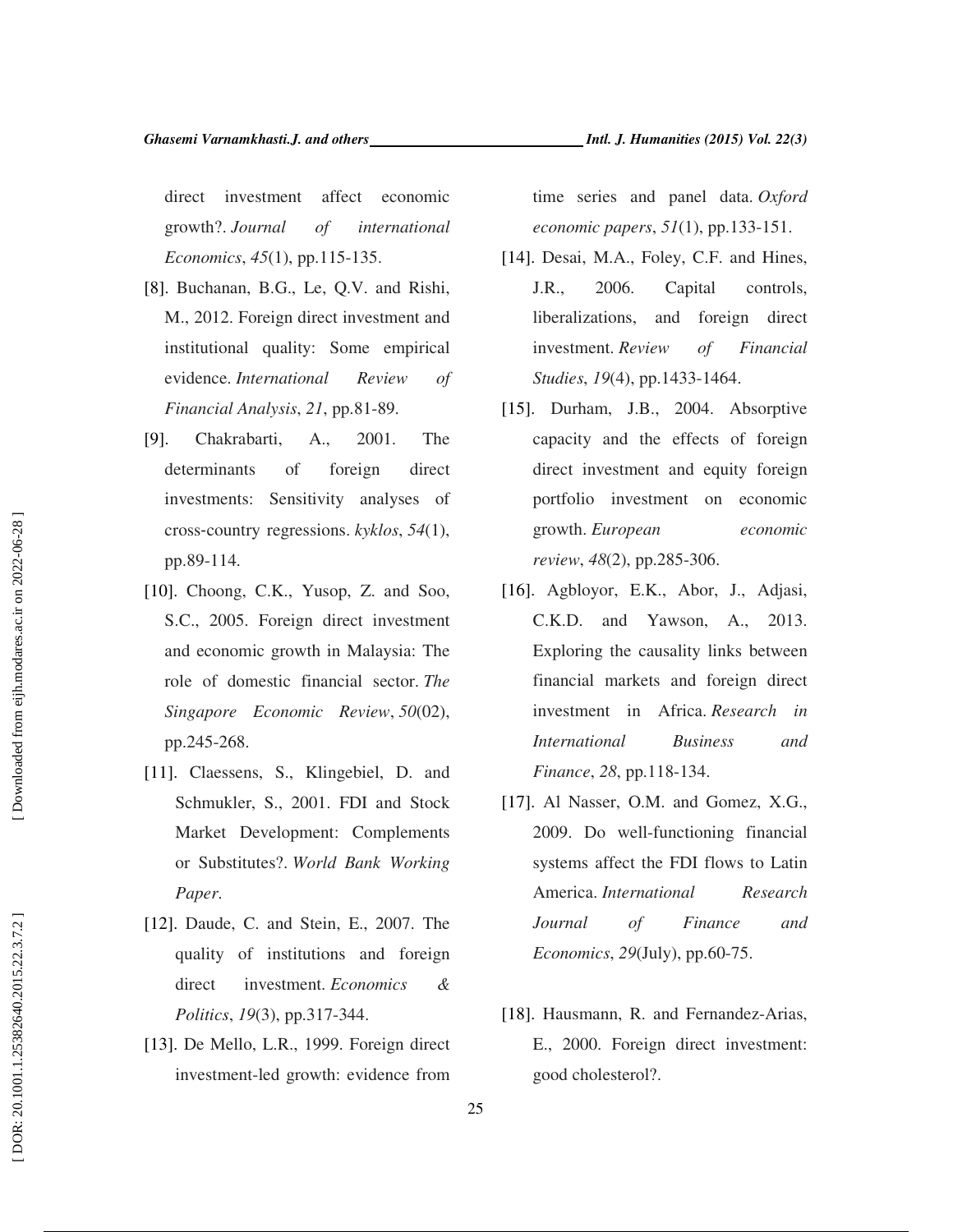direct investment affect economic growth?. *Journal of international Economics*, *45*(1), pp.115-135.

[8]. Buchanan, B.G., Le, Q.V. and Rishi, M., 2012. Foreign direct investment and institutional quality: Some empirical evidence. *International Review of Financial Analysis*, *21*, pp.81-89.

[9]. Chakrabarti, A., 2001. The determinants of foreign direct investments: Sensitivity analyses of cross-country regressions. *kyklos*, *54*(1), pp.89-114.

[10]. Choong, C.K., Yusop, Z. and Soo, S.C., 2005. Foreign direct investment and economic growth in Malaysia: The role of domestic financial sector. *The Singapore Economic Review*, *50*(02), pp.245-268.

[11]. Claessens, S., Klingebiel, D. and Schmukler, S., 2001. FDI and Stock Market Development: Complements or Substitutes?. *World Bank Working Paper*.

[12]. Daude, C. and Stein, E., 2007. The quality of institutions and foreign direct investment. *Economics & Politics*, *19*(3), pp.317-344.

[13]. De Mello, L.R., 1999. Foreign direct investment-led growth: evidence from time series and panel data. *Oxford economic papers*, *51*(1), pp.133-151.

[14]. Desai, M.A., Foley, C.F. and Hines, J.R., 2006. Capital controls, liberalizations, and foreign direct investment. *Review of Financial Studies*, *19*(4), pp.1433-1464.

[15]. Durham, J.B., 2004. Absorptive capacity and the effects of foreign direct investment and equity foreign portfolio investment on economic growth. *European economic review*, *48*(2), pp.285-306.

[16]. Agbloyor, E.K., Abor, J., Adjasi, C.K.D. and Yawson, A., 2013. Exploring the causality links between financial markets and foreign direct investment in Africa. *Research in International Business and Finance*, *28*, pp.118-134.

[17]. Al Nasser, O.M. and Gomez, X.G., 2009. Do well-functioning financial systems affect the FDI flows to Latin America. *International Research Journal of Finance and Economics*, *29*(July), pp.60-75.

[18]. Hausmann, R. and Fernandez-Arias, E., 2000. Foreign direct investment: good cholesterol?.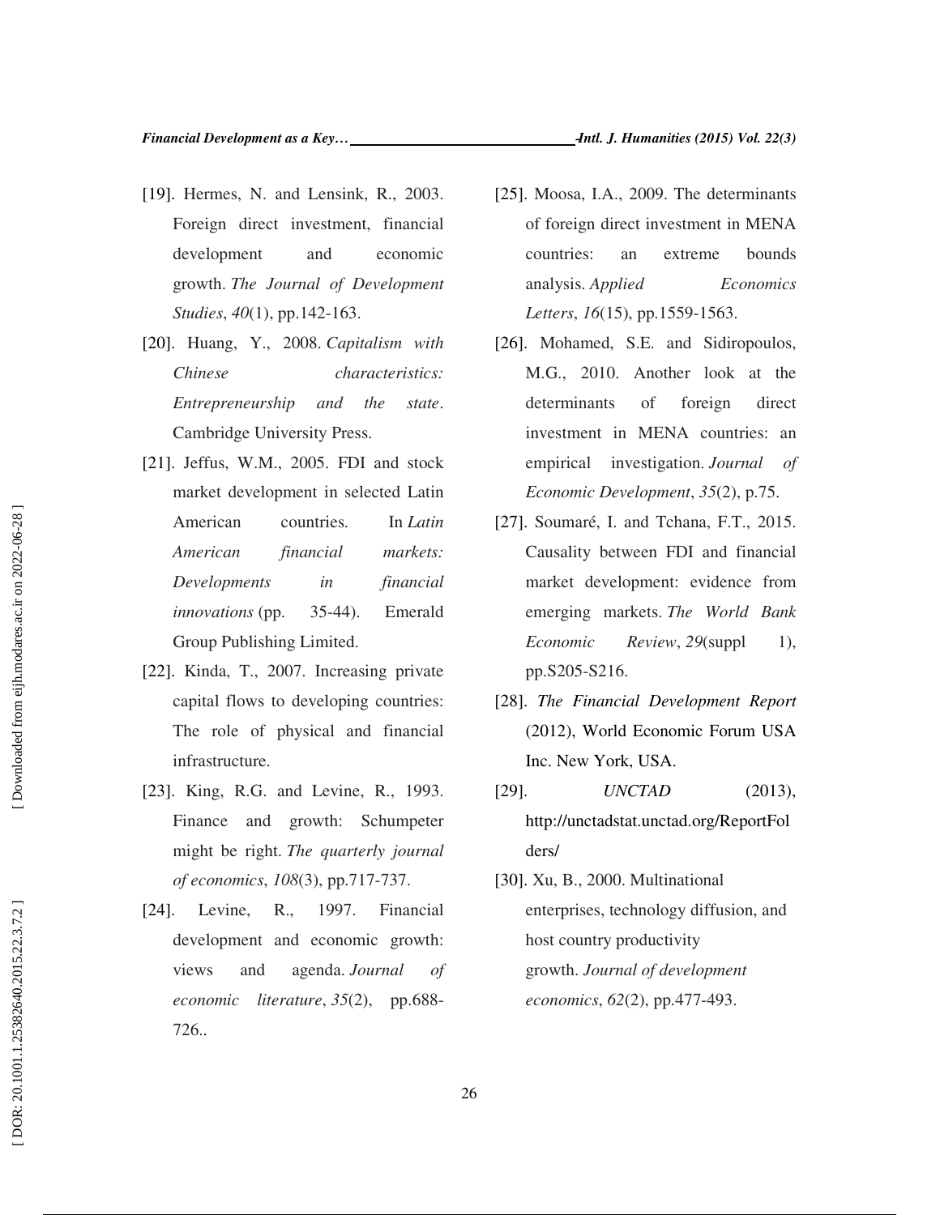[19]. Hermes, N. and Lensink, R., 2003. Foreign direct investment, financial development and economic growth. *The Journal of Development Studies*, *40*(1), pp.142-163.

[20]. Huang, Y., 2008. *Capitalism with Chinese characteristics: Entrepreneurship and the state*. Cambridge University Press.

[21]. Jeffus, W.M., 2005. FDI and stock market development in selected Latin American countries. In *Latin American financial markets: Developments in financial innovations* (pp. 35-44). Emerald Group Publishing Limited.

[22]. Kinda, T., 2007. Increasing private capital flows to developing countries: The role of physical and financial infrastructure.

[23]. King, R.G. and Levine, R., 1993. Finance and growth: Schumpeter might be right. *The quarterly journal of economics*, *108*(3), pp.717-737.

[24]. Levine, R., 1997. Financial development and economic growth: views and agenda. *Journal of economic literature*, *35*(2), pp.688-726..

[25]. Moosa, I.A., 2009. The determinants of foreign direct investment in MENA countries: an extreme bounds analysis. *Applied Economics Letters*, *16*(15), pp.1559-1563.

[26]. Mohamed, S.E. and Sidiropoulos, M.G., 2010. Another look at the determinants of foreign direct investment in MENA countries: an empirical investigation. *Journal of Economic Development*, *35*(2), p.75.

[27]. Soumaré, I. and Tchana, F.T., 2015. Causality between FDI and financial market development: evidence from emerging markets. *The World Bank Economic Review*, *29*(suppl 1), pp.S205-S216.

[28]. *The Financial Development Report* (2012), World Economic Forum USA Inc. New York, USA.

[29]. *UNCTAD* (2013), http://unctadstat.unctad.org/ReportFolders/

[30]. Xu, B., 2000. Multinational enterprises, technology diffusion, and host country productivity growth. *Journal of development economics*, *62*(2), pp.477-493.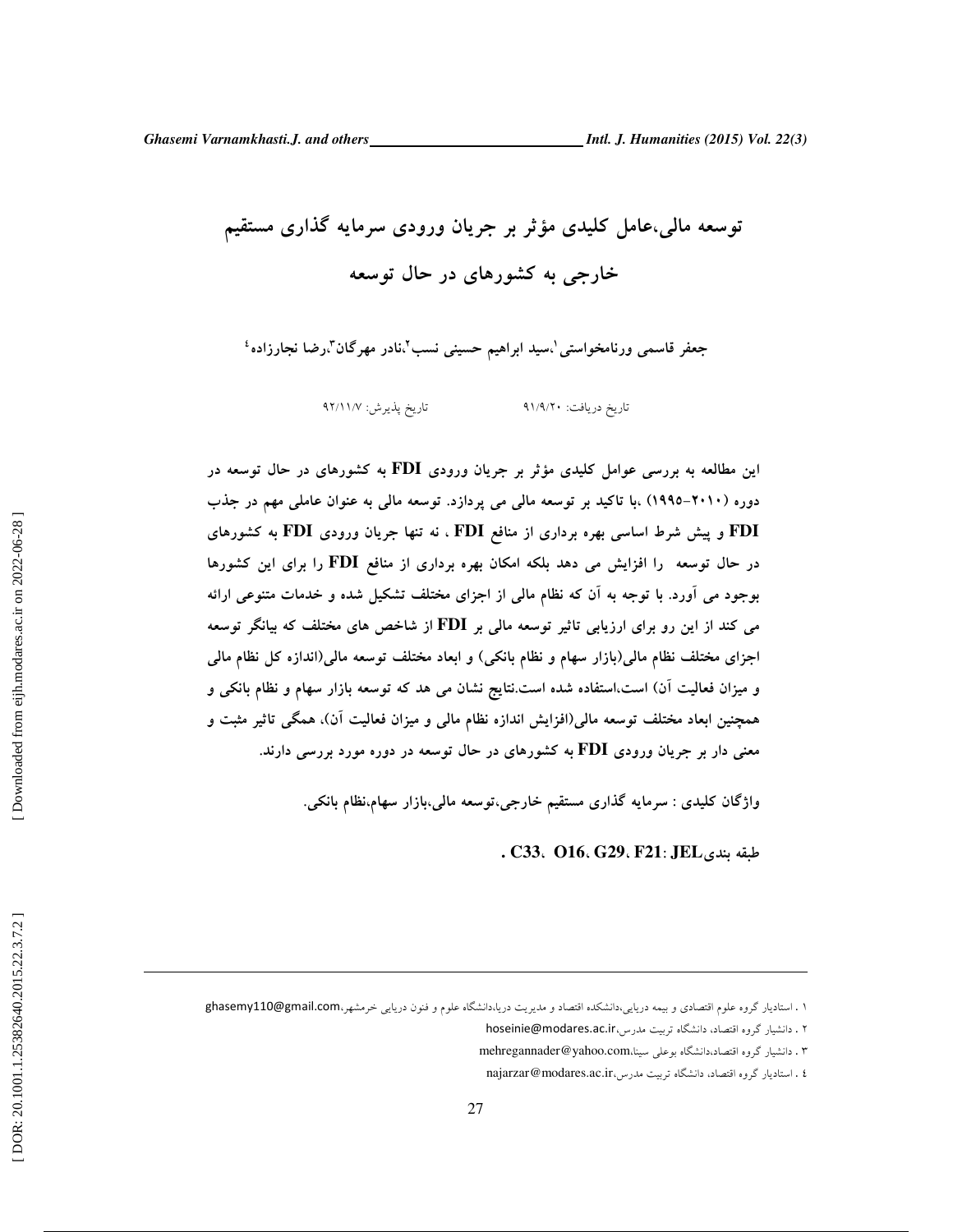# توسعه مالی،عامل کلیدی مؤثر بر جریان ورودی سرمایه گذاری مستقیم خارجی به کشورهای در حال توسعه

**جعفر قاسمی ورنامخواستی[1]،سید ابراهیم حسینی نسب[2]،نادر مهرگان[3]،رضا نجارزاده[4]**

تاریخ دریافت: ۹۱/۹/۲۰ تاریخ پذیرش: ۹۲/۱۱/۷

**این مطالعه به بررسی عوامل کلیدی مؤثر بر جریان ورودی FDI به کشورهای در حال توسعه در دوره (۲۰۱۰-۱۹۹۵) ،با تاکید بر توسعه مالی می پردازد. توسعه مالی به عنوان عاملی مهم در جذب FDI و پیش شرط اساسی بهره برداری از منافع FDI ، نه تنها جریان ورودی FDI به کشورهای در حال توسعه را افزایش می دهد بلکه امکان بهره برداری از منافع FDI را برای این کشورها بوجود می آورد. با توجه به آن که نظام مالی از اجزای مختلف تشکیل شده و خدمات متنوعی ارائه می کند از این رو برای ارزیابی تاثیر توسعه مالی بر FDI از شاخص های مختلف که بیانگر توسعه اجزای مختلف نظام مالی(بازار سهام و نظام بانکی) و ابعاد مختلف توسعه مالی(اندازه کل نظام مالی و میزان فعالیت آن) است،استفاده شده است.نتایج نشان می هد که توسعه بازار سهام و نظام بانکی و همچنین ابعاد مختلف توسعه مالی(افزایش اندازه نظام مالی و میزان فعالیت آن)، همگی تاثیر مثبت و معنی دار بر جریان ورودی FDI به کشورهای در حال توسعه در دوره مورد بررسی دارند.**

**واژگان کلیدی : سرمایه گذاری مستقیم خارجی،توسعه مالی،بازار سهام،نظام بانکی.**

**طبقه بندی JEL: F21، G29، O16، C33 .**

---

۱ . استادیار گروه علوم اقتصادی و بیمه دریایی،دانشکده اقتصاد و مدیریت دریا،دانشگاه علوم و فنون دریایی خرمشهر،ghasemy110@gmail.com

۲ . دانشیار گروه اقتصاد، دانشگاه تربیت مدرس،hoseinie@modares.ac.ir

۳ . دانشیار گروه اقتصاد،دانشگاه بوعلی سینا،mehregannader@yahoo.com

٤ . استادیار گروه اقتصاد، دانشگاه تربیت مدرس،najarzar@modares.ac.ir